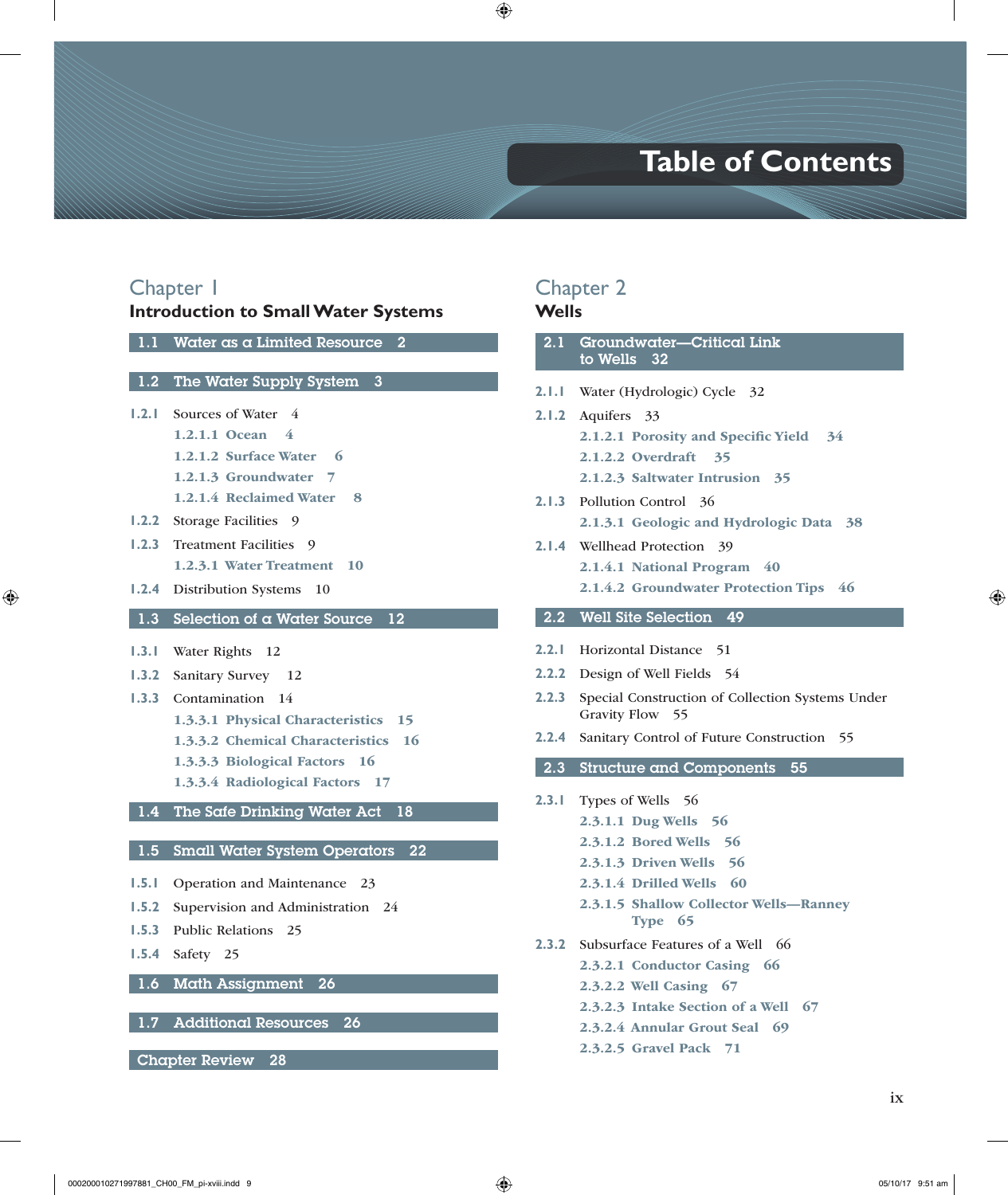# Table of Contents

## Chapter 1
## Introduction to Small Water Systems

**1.1 Water as a Limited Resource 2**

**1.2 The Water Supply System 3**

1.2.1 Sources of Water 4
- 1.2.1.1 Ocean 4
- 1.2.1.2 Surface Water 6
- 1.2.1.3 Groundwater 7
- 1.2.1.4 Reclaimed Water 8

1.2.2 Storage Facilities 9

1.2.3 Treatment Facilities 9
- 1.2.3.1 Water Treatment 10

1.2.4 Distribution Systems 10

**1.3 Selection of a Water Source 12**

1.3.1 Water Rights 12

1.3.2 Sanitary Survey 12

1.3.3 Contamination 14
- 1.3.3.1 Physical Characteristics 15
- 1.3.3.2 Chemical Characteristics 16
- 1.3.3.3 Biological Factors 16
- 1.3.3.4 Radiological Factors 17

**1.4 The Safe Drinking Water Act 18**

**1.5 Small Water System Operators 22**

1.5.1 Operation and Maintenance 23

1.5.2 Supervision and Administration 24

1.5.3 Public Relations 25

1.5.4 Safety 25

**1.6 Math Assignment 26**

**1.7 Additional Resources 26**

**Chapter Review 28**

## Chapter 2
## Wells

**2.1 Groundwater—Critical Link to Wells 32**

2.1.1 Water (Hydrologic) Cycle 32

2.1.2 Aquifers 33
- 2.1.2.1 Porosity and Specific Yield 34
- 2.1.2.2 Overdraft 35
- 2.1.2.3 Saltwater Intrusion 35

2.1.3 Pollution Control 36
- 2.1.3.1 Geologic and Hydrologic Data 38

2.1.4 Wellhead Protection 39
- 2.1.4.1 National Program 40
- 2.1.4.2 Groundwater Protection Tips 46

**2.2 Well Site Selection 49**

2.2.1 Horizontal Distance 51

2.2.2 Design of Well Fields 54

2.2.3 Special Construction of Collection Systems Under Gravity Flow 55

2.2.4 Sanitary Control of Future Construction 55

**2.3 Structure and Components 55**

2.3.1 Types of Wells 56
- 2.3.1.1 Dug Wells 56
- 2.3.1.2 Bored Wells 56
- 2.3.1.3 Driven Wells 56
- 2.3.1.4 Drilled Wells 60
- 2.3.1.5 Shallow Collector Wells—Ranney Type 65

2.3.2 Subsurface Features of a Well 66
- 2.3.2.1 Conductor Casing 66
- 2.3.2.2 Well Casing 67
- 2.3.2.3 Intake Section of a Well 67
- 2.3.2.4 Annular Grout Seal 69
- 2.3.2.5 Gravel Pack 71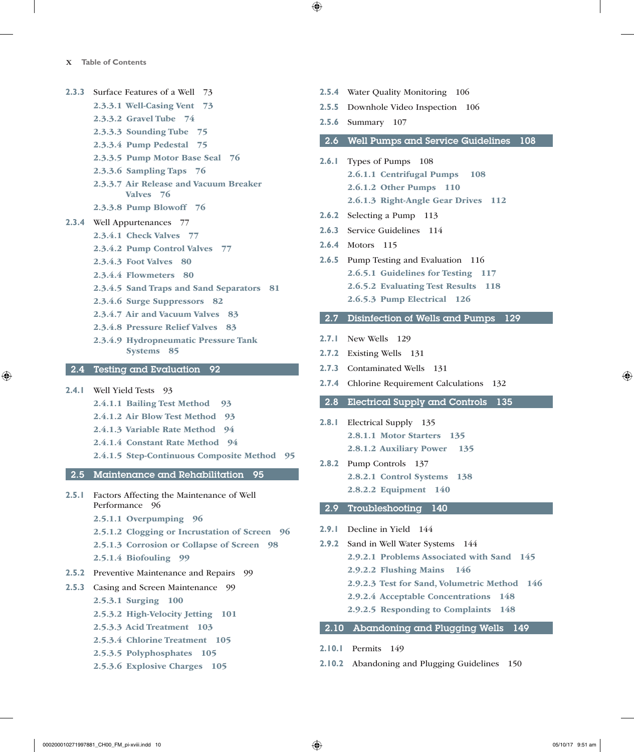2.3.3 Surface Features of a Well 73
- 2.3.3.1 Well-Casing Vent 73
- 2.3.3.2 Gravel Tube 74
- 2.3.3.3 Sounding Tube 75
- 2.3.3.4 Pump Pedestal 75
- 2.3.3.5 Pump Motor Base Seal 76
- 2.3.3.6 Sampling Taps 76
- 2.3.3.7 Air Release and Vacuum Breaker Valves 76
- 2.3.3.8 Pump Blowoff 76

2.3.4 Well Appurtenances 77
- 2.3.4.1 Check Valves 77
- 2.3.4.2 Pump Control Valves 77
- 2.3.4.3 Foot Valves 80
- 2.3.4.4 Flowmeters 80
- 2.3.4.5 Sand Traps and Sand Separators 81
- 2.3.4.6 Surge Suppressors 82
- 2.3.4.7 Air and Vacuum Valves 83
- 2.3.4.8 Pressure Relief Valves 83
- 2.3.4.9 Hydropneumatic Pressure Tank Systems 85

## 2.4 Testing and Evaluation 92

2.4.1 Well Yield Tests 93
- 2.4.1.1 Bailing Test Method 93
- 2.4.1.2 Air Blow Test Method 93
- 2.4.1.3 Variable Rate Method 94
- 2.4.1.4 Constant Rate Method 94
- 2.4.1.5 Step-Continuous Composite Method 95

## 2.5 Maintenance and Rehabilitation 95

2.5.1 Factors Affecting the Maintenance of Well Performance 96
- 2.5.1.1 Overpumping 96
- 2.5.1.2 Clogging or Incrustation of Screen 96
- 2.5.1.3 Corrosion or Collapse of Screen 98
- 2.5.1.4 Biofouling 99

2.5.2 Preventive Maintenance and Repairs 99

2.5.3 Casing and Screen Maintenance 99
- 2.5.3.1 Surging 100
- 2.5.3.2 High-Velocity Jetting 101
- 2.5.3.3 Acid Treatment 103
- 2.5.3.4 Chlorine Treatment 105
- 2.5.3.5 Polyphosphates 105
- 2.5.3.6 Explosive Charges 105

2.5.4 Water Quality Monitoring 106

2.5.5 Downhole Video Inspection 106

2.5.6 Summary 107

## 2.6 Well Pumps and Service Guidelines 108

2.6.1 Types of Pumps 108
- 2.6.1.1 Centrifugal Pumps 108
- 2.6.1.2 Other Pumps 110
- 2.6.1.3 Right-Angle Gear Drives 112

2.6.2 Selecting a Pump 113

2.6.3 Service Guidelines 114

2.6.4 Motors 115

2.6.5 Pump Testing and Evaluation 116
- 2.6.5.1 Guidelines for Testing 117
- 2.6.5.2 Evaluating Test Results 118
- 2.6.5.3 Pump Electrical 126

## 2.7 Disinfection of Wells and Pumps 129

2.7.1 New Wells 129

2.7.2 Existing Wells 131

2.7.3 Contaminated Wells 131

2.7.4 Chlorine Requirement Calculations 132

## 2.8 Electrical Supply and Controls 135

2.8.1 Electrical Supply 135
- 2.8.1.1 Motor Starters 135
- 2.8.1.2 Auxiliary Power 135

2.8.2 Pump Controls 137
- 2.8.2.1 Control Systems 138
- 2.8.2.2 Equipment 140

## 2.9 Troubleshooting 140

2.9.1 Decline in Yield 144

2.9.2 Sand in Well Water Systems 144
- 2.9.2.1 Problems Associated with Sand 145
- 2.9.2.2 Flushing Mains 146
- 2.9.2.3 Test for Sand, Volumetric Method 146
- 2.9.2.4 Acceptable Concentrations 148
- 2.9.2.5 Responding to Complaints 148

## 2.10 Abandoning and Plugging Wells 149

2.10.1 Permits 149

2.10.2 Abandoning and Plugging Guidelines 150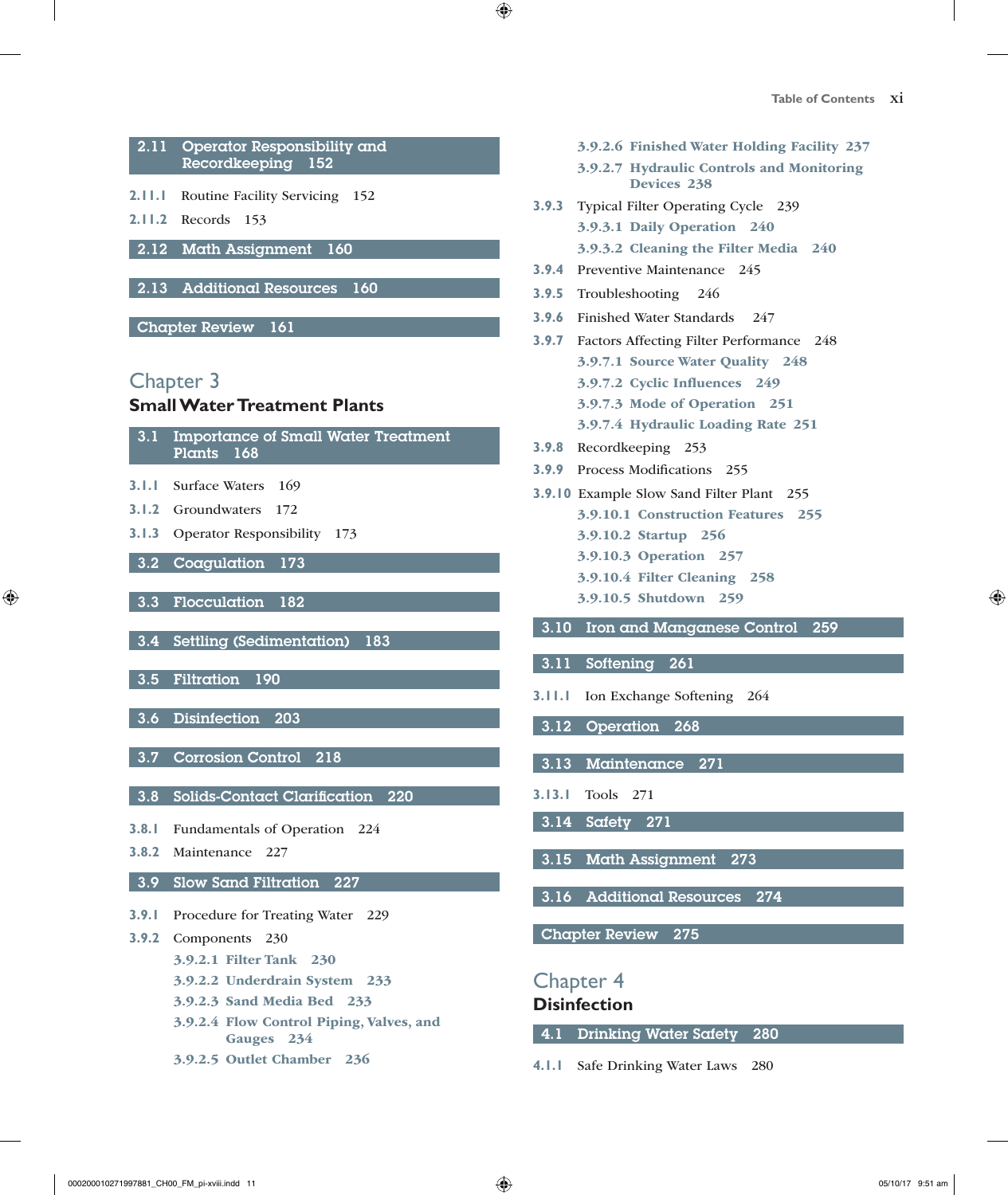**2.11 Operator Responsibility and Recordkeeping 152**

2.11.1 Routine Facility Servicing 152

2.11.2 Records 153

**2.12 Math Assignment 160**

**2.13 Additional Resources 160**

**Chapter Review 161**

## Chapter 3
## Small Water Treatment Plants

**3.1 Importance of Small Water Treatment Plants 168**

3.1.1 Surface Waters 169

3.1.2 Groundwaters 172

3.1.3 Operator Responsibility 173

**3.2 Coagulation 173**

**3.3 Flocculation 182**

**3.4 Settling (Sedimentation) 183**

**3.5 Filtration 190**

**3.6 Disinfection 203**

**3.7 Corrosion Control 218**

**3.8 Solids-Contact Clarification 220**

3.8.1 Fundamentals of Operation 224

3.8.2 Maintenance 227

**3.9 Slow Sand Filtration 227**

3.9.1 Procedure for Treating Water 229

3.9.2 Components 230

- 3.9.2.1 Filter Tank 230
- 3.9.2.2 Underdrain System 233
- 3.9.2.3 Sand Media Bed 233
- 3.9.2.4 Flow Control Piping, Valves, and Gauges 234
- 3.9.2.5 Outlet Chamber 236
- 3.9.2.6 Finished Water Holding Facility 237
- 3.9.2.7 Hydraulic Controls and Monitoring Devices 238

3.9.3 Typical Filter Operating Cycle 239

- 3.9.3.1 Daily Operation 240
- 3.9.3.2 Cleaning the Filter Media 240

3.9.4 Preventive Maintenance 245

3.9.5 Troubleshooting 246

3.9.6 Finished Water Standards 247

3.9.7 Factors Affecting Filter Performance 248

- 3.9.7.1 Source Water Quality 248
- 3.9.7.2 Cyclic Influences 249
- 3.9.7.3 Mode of Operation 251
- 3.9.7.4 Hydraulic Loading Rate 251

3.9.8 Recordkeeping 253

3.9.9 Process Modifications 255

3.9.10 Example Slow Sand Filter Plant 255

- 3.9.10.1 Construction Features 255
- 3.9.10.2 Startup 256
- 3.9.10.3 Operation 257
- 3.9.10.4 Filter Cleaning 258
- 3.9.10.5 Shutdown 259

**3.10 Iron and Manganese Control 259**

**3.11 Softening 261**

3.11.1 Ion Exchange Softening 264

**3.12 Operation 268**

**3.13 Maintenance 271**

3.13.1 Tools 271

**3.14 Safety 271**

**3.15 Math Assignment 273**

**3.16 Additional Resources 274**

**Chapter Review 275**

## Chapter 4
## Disinfection

**4.1 Drinking Water Safety 280**

4.1.1 Safe Drinking Water Laws 280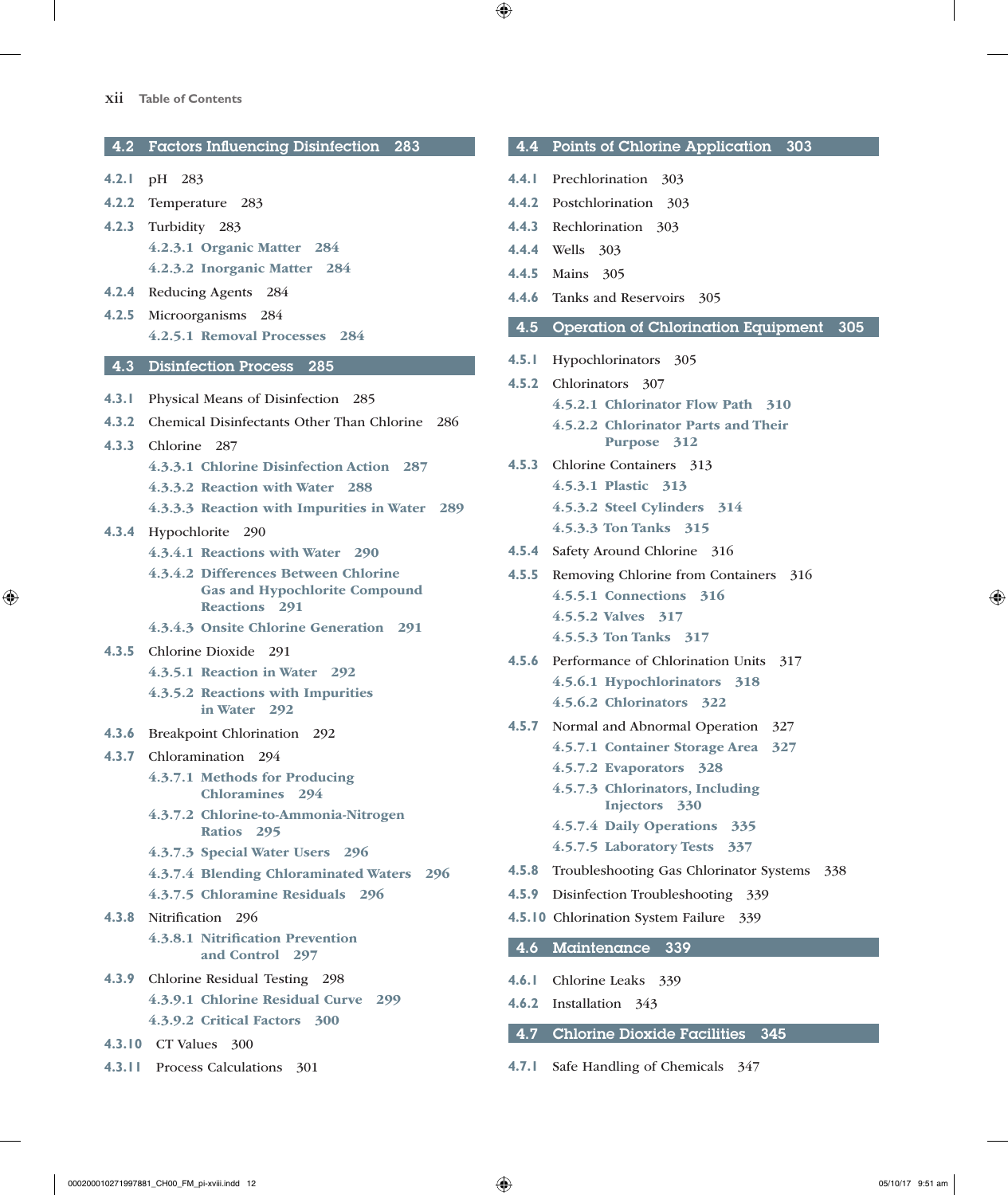## 4.2 Factors Influencing Disinfection 283

- 4.2.1 pH 283
- 4.2.2 Temperature 283
- 4.2.3 Turbidity 283
  - 4.2.3.1 Organic Matter 284
  - 4.2.3.2 Inorganic Matter 284
- 4.2.4 Reducing Agents 284
- 4.2.5 Microorganisms 284
  - 4.2.5.1 Removal Processes 284

## 4.3 Disinfection Process 285

- 4.3.1 Physical Means of Disinfection 285
- 4.3.2 Chemical Disinfectants Other Than Chlorine 286
- 4.3.3 Chlorine 287
  - 4.3.3.1 Chlorine Disinfection Action 287
  - 4.3.3.2 Reaction with Water 288
  - 4.3.3.3 Reaction with Impurities in Water 289
- 4.3.4 Hypochlorite 290
  - 4.3.4.1 Reactions with Water 290
  - 4.3.4.2 Differences Between Chlorine Gas and Hypochlorite Compound Reactions 291
  - 4.3.4.3 Onsite Chlorine Generation 291
- 4.3.5 Chlorine Dioxide 291
  - 4.3.5.1 Reaction in Water 292
  - 4.3.5.2 Reactions with Impurities in Water 292
- 4.3.6 Breakpoint Chlorination 292
- 4.3.7 Chloramination 294
  - 4.3.7.1 Methods for Producing Chloramines 294
  - 4.3.7.2 Chlorine-to-Ammonia-Nitrogen Ratios 295
  - 4.3.7.3 Special Water Users 296
  - 4.3.7.4 Blending Chloraminated Waters 296
  - 4.3.7.5 Chloramine Residuals 296
- 4.3.8 Nitrification 296
  - 4.3.8.1 Nitrification Prevention and Control 297
- 4.3.9 Chlorine Residual Testing 298
  - 4.3.9.1 Chlorine Residual Curve 299
  - 4.3.9.2 Critical Factors 300
- 4.3.10 CT Values 300
- 4.3.11 Process Calculations 301

## 4.4 Points of Chlorine Application 303

- 4.4.1 Prechlorination 303
- 4.4.2 Postchlorination 303
- 4.4.3 Rechlorination 303
- 4.4.4 Wells 303
- 4.4.5 Mains 305
- 4.4.6 Tanks and Reservoirs 305

## 4.5 Operation of Chlorination Equipment 305

- 4.5.1 Hypochlorinators 305
- 4.5.2 Chlorinators 307
  - 4.5.2.1 Chlorinator Flow Path 310
  - 4.5.2.2 Chlorinator Parts and Their Purpose 312
- 4.5.3 Chlorine Containers 313
  - 4.5.3.1 Plastic 313
  - 4.5.3.2 Steel Cylinders 314
  - 4.5.3.3 Ton Tanks 315
- 4.5.4 Safety Around Chlorine 316
- 4.5.5 Removing Chlorine from Containers 316
  - 4.5.5.1 Connections 316
  - 4.5.5.2 Valves 317
  - 4.5.5.3 Ton Tanks 317
- 4.5.6 Performance of Chlorination Units 317
  - 4.5.6.1 Hypochlorinators 318
  - 4.5.6.2 Chlorinators 322
- 4.5.7 Normal and Abnormal Operation 327
  - 4.5.7.1 Container Storage Area 327
  - 4.5.7.2 Evaporators 328
  - 4.5.7.3 Chlorinators, Including Injectors 330
  - 4.5.7.4 Daily Operations 335
  - 4.5.7.5 Laboratory Tests 337
- 4.5.8 Troubleshooting Gas Chlorinator Systems 338
- 4.5.9 Disinfection Troubleshooting 339
- 4.5.10 Chlorination System Failure 339

## 4.6 Maintenance 339

- 4.6.1 Chlorine Leaks 339
- 4.6.2 Installation 343

## 4.7 Chlorine Dioxide Facilities 345

- 4.7.1 Safe Handling of Chemicals 347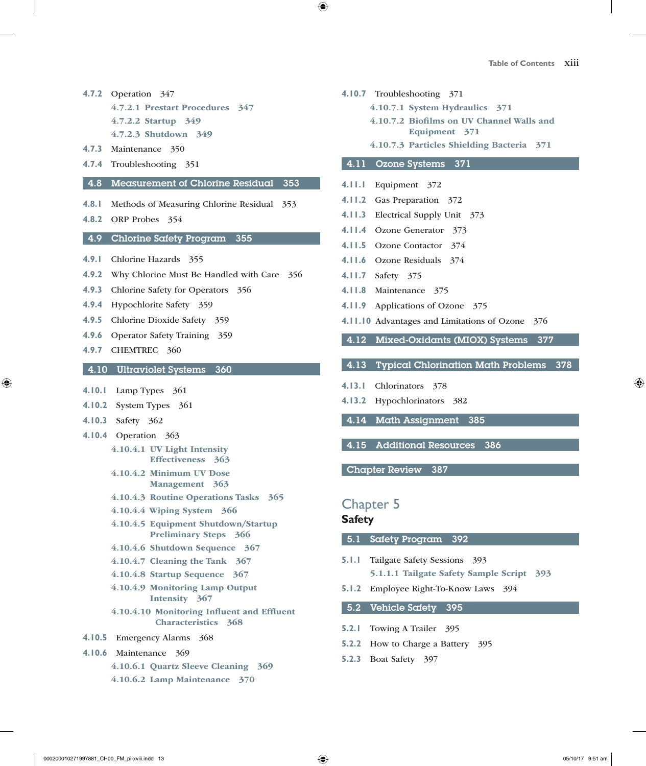4.7.2 Operation 347

- 4.7.2.1 Prestart Procedures 347
- 4.7.2.2 Startup 349
- 4.7.2.3 Shutdown 349

4.7.3 Maintenance 350

4.7.4 Troubleshooting 351

## 4.8 Measurement of Chlorine Residual 353

4.8.1 Methods of Measuring Chlorine Residual 353

4.8.2 ORP Probes 354

## 4.9 Chlorine Safety Program 355

4.9.1 Chlorine Hazards 355

4.9.2 Why Chlorine Must Be Handled with Care 356

4.9.3 Chlorine Safety for Operators 356

4.9.4 Hypochlorite Safety 359

4.9.5 Chlorine Dioxide Safety 359

4.9.6 Operator Safety Training 359

4.9.7 CHEMTREC 360

## 4.10 Ultraviolet Systems 360

4.10.1 Lamp Types 361

4.10.2 System Types 361

4.10.3 Safety 362

4.10.4 Operation 363

- 4.10.4.1 UV Light Intensity Effectiveness 363
- 4.10.4.2 Minimum UV Dose Management 363
- 4.10.4.3 Routine Operations Tasks 365
- 4.10.4.4 Wiping System 366
- 4.10.4.5 Equipment Shutdown/Startup Preliminary Steps 366
- 4.10.4.6 Shutdown Sequence 367
- 4.10.4.7 Cleaning the Tank 367
- 4.10.4.8 Startup Sequence 367
- 4.10.4.9 Monitoring Lamp Output Intensity 367
- 4.10.4.10 Monitoring Influent and Effluent Characteristics 368

4.10.5 Emergency Alarms 368

4.10.6 Maintenance 369

- 4.10.6.1 Quartz Sleeve Cleaning 369
- 4.10.6.2 Lamp Maintenance 370

4.10.7 Troubleshooting 371

- 4.10.7.1 System Hydraulics 371
- 4.10.7.2 Biofilms on UV Channel Walls and Equipment 371
- 4.10.7.3 Particles Shielding Bacteria 371

## 4.11 Ozone Systems 371

4.11.1 Equipment 372

4.11.2 Gas Preparation 372

4.11.3 Electrical Supply Unit 373

4.11.4 Ozone Generator 373

4.11.5 Ozone Contactor 374

4.11.6 Ozone Residuals 374

4.11.7 Safety 375

4.11.8 Maintenance 375

4.11.9 Applications of Ozone 375

4.11.10 Advantages and Limitations of Ozone 376

## 4.12 Mixed-Oxidants (MIOX) Systems 377

## 4.13 Typical Chlorination Math Problems 378

4.13.1 Chlorinators 378

4.13.2 Hypochlorinators 382

## 4.14 Math Assignment 385

## 4.15 Additional Resources 386

## Chapter Review 387

# Chapter 5
# Safety

## 5.1 Safety Program 392

5.1.1 Tailgate Safety Sessions 393

- 5.1.1.1 Tailgate Safety Sample Script 393

5.1.2 Employee Right-To-Know Laws 394

## 5.2 Vehicle Safety 395

5.2.1 Towing A Trailer 395

5.2.2 How to Charge a Battery 395

5.2.3 Boat Safety 397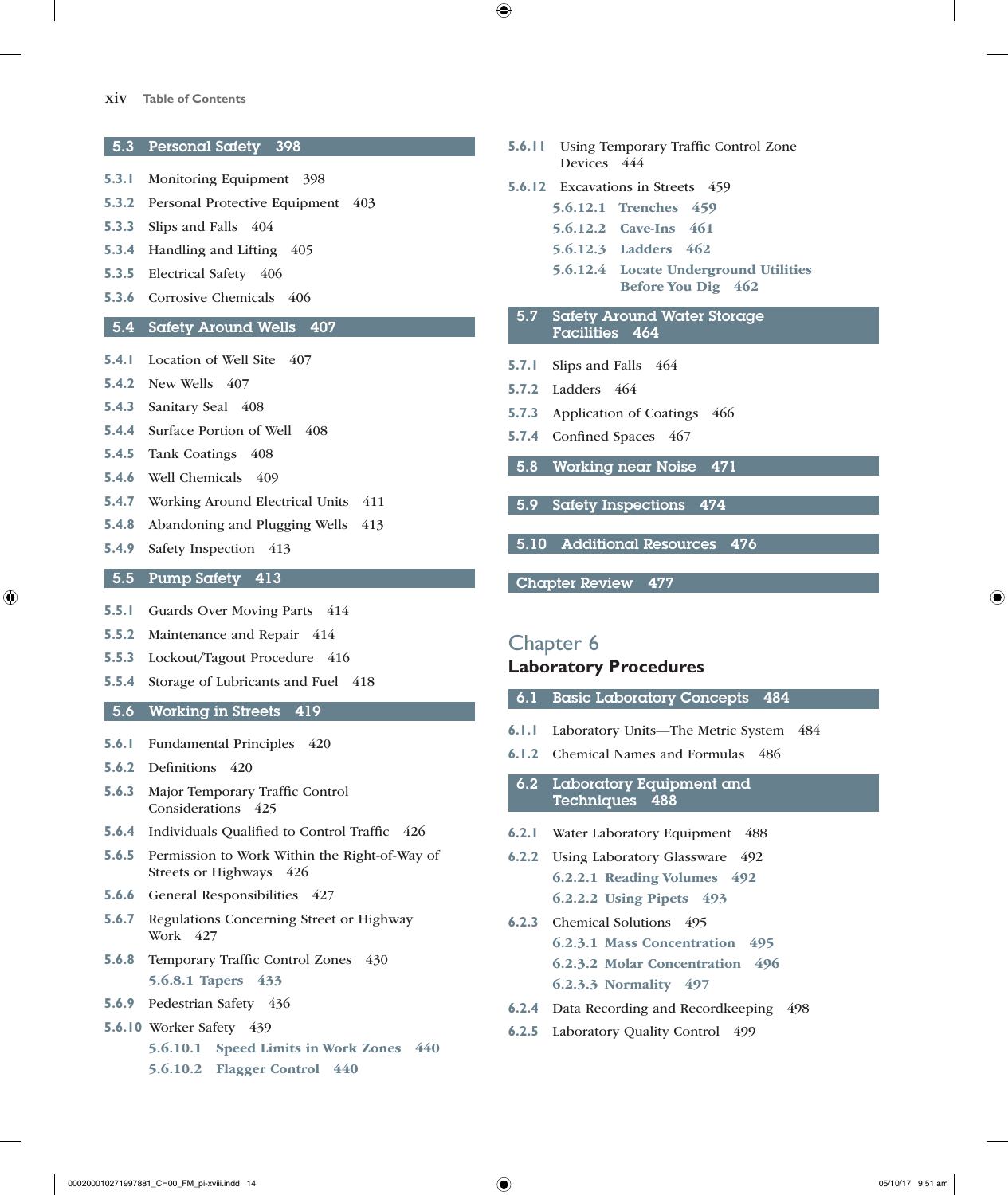## 5.3 Personal Safety 398

- 5.3.1 Monitoring Equipment 398
- 5.3.2 Personal Protective Equipment 403
- 5.3.3 Slips and Falls 404
- 5.3.4 Handling and Lifting 405
- 5.3.5 Electrical Safety 406
- 5.3.6 Corrosive Chemicals 406

## 5.4 Safety Around Wells 407

- 5.4.1 Location of Well Site 407
- 5.4.2 New Wells 407
- 5.4.3 Sanitary Seal 408
- 5.4.4 Surface Portion of Well 408
- 5.4.5 Tank Coatings 408
- 5.4.6 Well Chemicals 409
- 5.4.7 Working Around Electrical Units 411
- 5.4.8 Abandoning and Plugging Wells 413
- 5.4.9 Safety Inspection 413

## 5.5 Pump Safety 413

- 5.5.1 Guards Over Moving Parts 414
- 5.5.2 Maintenance and Repair 414
- 5.5.3 Lockout/Tagout Procedure 416
- 5.5.4 Storage of Lubricants and Fuel 418

## 5.6 Working in Streets 419

- 5.6.1 Fundamental Principles 420
- 5.6.2 Definitions 420
- 5.6.3 Major Temporary Traffic Control Considerations 425
- 5.6.4 Individuals Qualified to Control Traffic 426
- 5.6.5 Permission to Work Within the Right-of-Way of Streets or Highways 426
- 5.6.6 General Responsibilities 427
- 5.6.7 Regulations Concerning Street or Highway Work 427
- 5.6.8 Temporary Traffic Control Zones 430
  - 5.6.8.1 Tapers 433
- 5.6.9 Pedestrian Safety 436
- 5.6.10 Worker Safety 439
  - 5.6.10.1 Speed Limits in Work Zones 440
  - 5.6.10.2 Flagger Control 440
- 5.6.11 Using Temporary Traffic Control Zone Devices 444
- 5.6.12 Excavations in Streets 459
  - 5.6.12.1 Trenches 459
  - 5.6.12.2 Cave-Ins 461
  - 5.6.12.3 Ladders 462
  - 5.6.12.4 Locate Underground Utilities Before You Dig 462

## 5.7 Safety Around Water Storage Facilities 464

- 5.7.1 Slips and Falls 464
- 5.7.2 Ladders 464
- 5.7.3 Application of Coatings 466
- 5.7.4 Confined Spaces 467

## 5.8 Working near Noise 471

## 5.9 Safety Inspections 474

## 5.10 Additional Resources 476

## Chapter Review 477

# Chapter 6
# Laboratory Procedures

## 6.1 Basic Laboratory Concepts 484

- 6.1.1 Laboratory Units—The Metric System 484
- 6.1.2 Chemical Names and Formulas 486

## 6.2 Laboratory Equipment and Techniques 488

- 6.2.1 Water Laboratory Equipment 488
- 6.2.2 Using Laboratory Glassware 492
  - 6.2.2.1 Reading Volumes 492
  - 6.2.2.2 Using Pipets 493
- 6.2.3 Chemical Solutions 495
  - 6.2.3.1 Mass Concentration 495
  - 6.2.3.2 Molar Concentration 496
  - 6.2.3.3 Normality 497
- 6.2.4 Data Recording and Recordkeeping 498
- 6.2.5 Laboratory Quality Control 499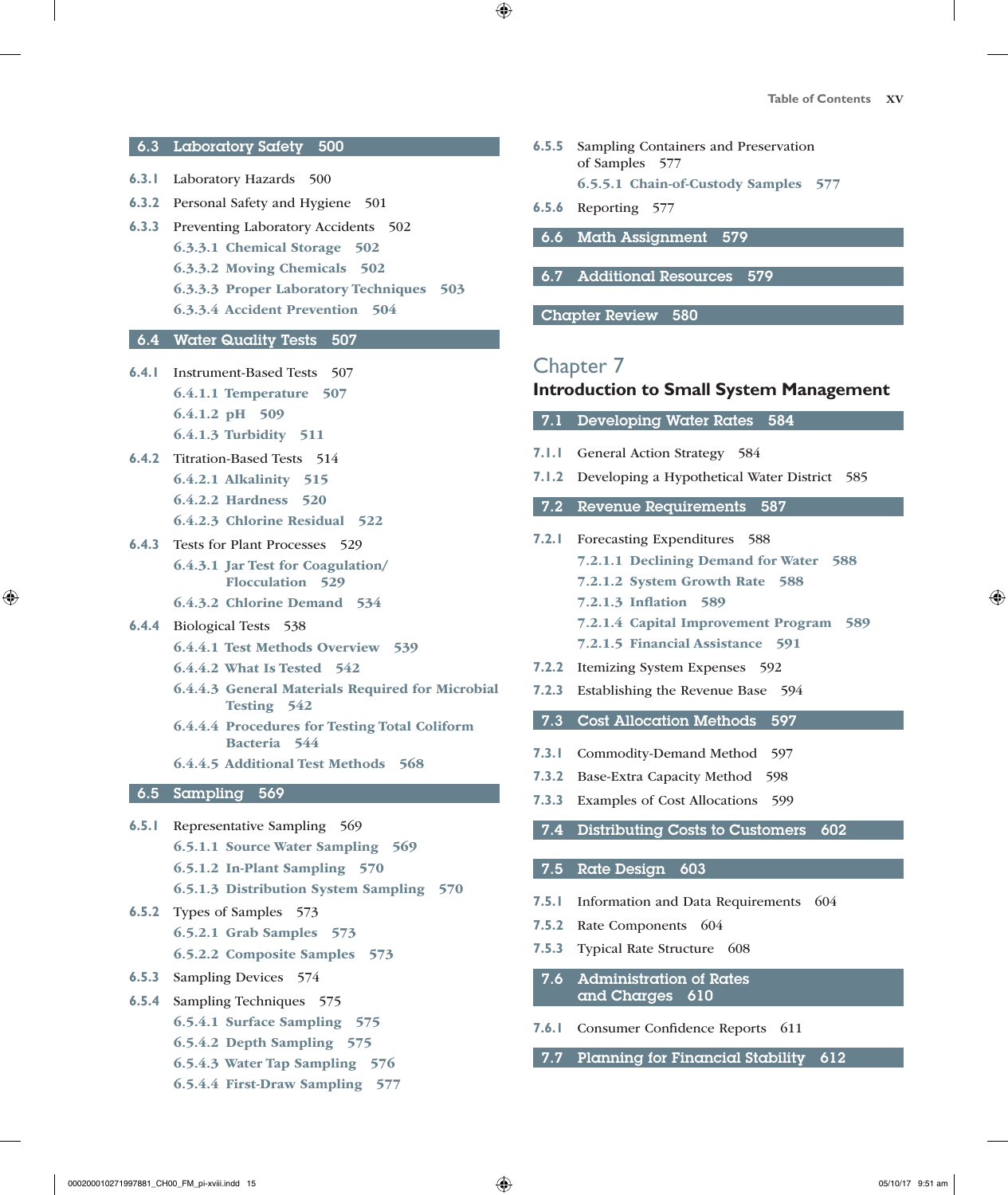## 6.3 Laboratory Safety 500

6.3.1 Laboratory Hazards 500

6.3.2 Personal Safety and Hygiene 501

6.3.3 Preventing Laboratory Accidents 502

- 6.3.3.1 Chemical Storage 502
- 6.3.3.2 Moving Chemicals 502
- 6.3.3.3 Proper Laboratory Techniques 503
- 6.3.3.4 Accident Prevention 504

## 6.4 Water Quality Tests 507

6.4.1 Instrument-Based Tests 507

- 6.4.1.1 Temperature 507
- 6.4.1.2 pH 509
- 6.4.1.3 Turbidity 511

6.4.2 Titration-Based Tests 514

- 6.4.2.1 Alkalinity 515
- 6.4.2.2 Hardness 520
- 6.4.2.3 Chlorine Residual 522

6.4.3 Tests for Plant Processes 529

- 6.4.3.1 Jar Test for Coagulation/Flocculation 529
- 6.4.3.2 Chlorine Demand 534

6.4.4 Biological Tests 538

- 6.4.4.1 Test Methods Overview 539
- 6.4.4.2 What Is Tested 542
- 6.4.4.3 General Materials Required for Microbial Testing 542
- 6.4.4.4 Procedures for Testing Total Coliform Bacteria 544
- 6.4.4.5 Additional Test Methods 568

## 6.5 Sampling 569

6.5.1 Representative Sampling 569

- 6.5.1.1 Source Water Sampling 569
- 6.5.1.2 In-Plant Sampling 570
- 6.5.1.3 Distribution System Sampling 570

6.5.2 Types of Samples 573

- 6.5.2.1 Grab Samples 573
- 6.5.2.2 Composite Samples 573

6.5.3 Sampling Devices 574

6.5.4 Sampling Techniques 575

- 6.5.4.1 Surface Sampling 575
- 6.5.4.2 Depth Sampling 575
- 6.5.4.3 Water Tap Sampling 576
- 6.5.4.4 First-Draw Sampling 577

6.5.5 Sampling Containers and Preservation of Samples 577

- 6.5.5.1 Chain-of-Custody Samples 577

6.5.6 Reporting 577

## 6.6 Math Assignment 579

## 6.7 Additional Resources 579

## Chapter Review 580

# Chapter 7
# Introduction to Small System Management

## 7.1 Developing Water Rates 584

7.1.1 General Action Strategy 584

7.1.2 Developing a Hypothetical Water District 585

## 7.2 Revenue Requirements 587

7.2.1 Forecasting Expenditures 588

- 7.2.1.1 Declining Demand for Water 588
- 7.2.1.2 System Growth Rate 588
- 7.2.1.3 Inflation 589
- 7.2.1.4 Capital Improvement Program 589
- 7.2.1.5 Financial Assistance 591

7.2.2 Itemizing System Expenses 592

7.2.3 Establishing the Revenue Base 594

## 7.3 Cost Allocation Methods 597

7.3.1 Commodity-Demand Method 597

7.3.2 Base-Extra Capacity Method 598

7.3.3 Examples of Cost Allocations 599

## 7.4 Distributing Costs to Customers 602

## 7.5 Rate Design 603

7.5.1 Information and Data Requirements 604

7.5.2 Rate Components 604

7.5.3 Typical Rate Structure 608

## 7.6 Administration of Rates and Charges 610

7.6.1 Consumer Confidence Reports 611

## 7.7 Planning for Financial Stability 612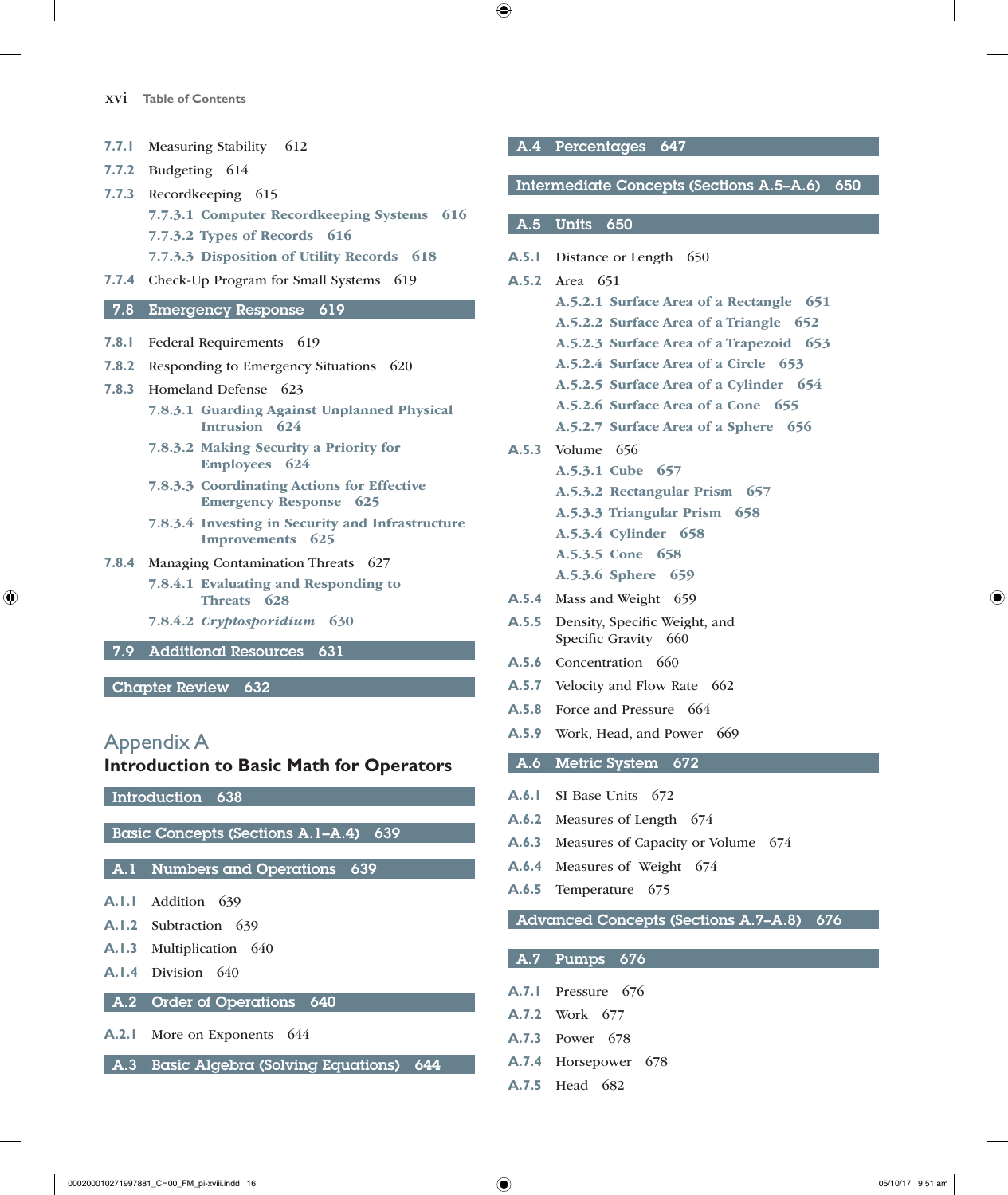7.7.1 Measuring Stability 612

7.7.2 Budgeting 614

7.7.3 Recordkeeping 615

- **7.7.3.1 Computer Recordkeeping Systems 616**
- **7.7.3.2 Types of Records 616**
- **7.7.3.3 Disposition of Utility Records 618**

7.7.4 Check-Up Program for Small Systems 619

## 7.8 Emergency Response 619

7.8.1 Federal Requirements 619

7.8.2 Responding to Emergency Situations 620

7.8.3 Homeland Defense 623

- **7.8.3.1 Guarding Against Unplanned Physical Intrusion 624**
- **7.8.3.2 Making Security a Priority for Employees 624**
- **7.8.3.3 Coordinating Actions for Effective Emergency Response 625**
- **7.8.3.4 Investing in Security and Infrastructure Improvements 625**

7.8.4 Managing Contamination Threats 627

- **7.8.4.1 Evaluating and Responding to Threats 628**
- **7.8.4.2 *Cryptosporidium* 630**

## 7.9 Additional Resources 631

## Chapter Review 632

# Appendix A
## Introduction to Basic Math for Operators

## Introduction 638

## Basic Concepts (Sections A.1–A.4) 639

## A.1 Numbers and Operations 639

A.1.1 Addition 639

A.1.2 Subtraction 639

A.1.3 Multiplication 640

A.1.4 Division 640

## A.2 Order of Operations 640

A.2.1 More on Exponents 644

## A.3 Basic Algebra (Solving Equations) 644

## A.4 Percentages 647

## Intermediate Concepts (Sections A.5–A.6) 650

## A.5 Units 650

A.5.1 Distance or Length 650

A.5.2 Area 651

- **A.5.2.1 Surface Area of a Rectangle 651**
- **A.5.2.2 Surface Area of a Triangle 652**
- **A.5.2.3 Surface Area of a Trapezoid 653**
- **A.5.2.4 Surface Area of a Circle 653**
- **A.5.2.5 Surface Area of a Cylinder 654**
- **A.5.2.6 Surface Area of a Cone 655**
- **A.5.2.7 Surface Area of a Sphere 656**

A.5.3 Volume 656

- **A.5.3.1 Cube 657**
- **A.5.3.2 Rectangular Prism 657**
- **A.5.3.3 Triangular Prism 658**
- **A.5.3.4 Cylinder 658**
- **A.5.3.5 Cone 658**
- **A.5.3.6 Sphere 659**

A.5.4 Mass and Weight 659

A.5.5 Density, Specific Weight, and Specific Gravity 660

A.5.6 Concentration 660

A.5.7 Velocity and Flow Rate 662

A.5.8 Force and Pressure 664

A.5.9 Work, Head, and Power 669

## A.6 Metric System 672

A.6.1 SI Base Units 672

A.6.2 Measures of Length 674

A.6.3 Measures of Capacity or Volume 674

A.6.4 Measures of Weight 674

A.6.5 Temperature 675

## Advanced Concepts (Sections A.7–A.8) 676

## A.7 Pumps 676

A.7.1 Pressure 676

A.7.2 Work 677

A.7.3 Power 678

A.7.4 Horsepower 678

A.7.5 Head 682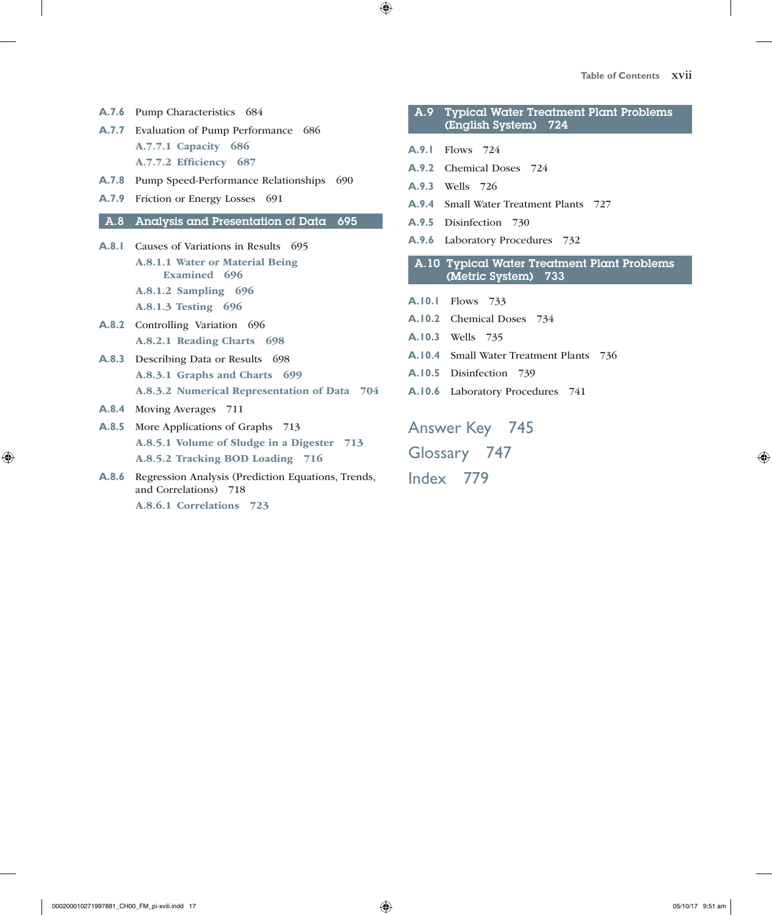A.7.6 Pump Characteristics 684

A.7.7 Evaluation of Pump Performance 686

- A.7.7.1 Capacity 686
- A.7.7.2 Efficiency 687

A.7.8 Pump Speed-Performance Relationships 690

A.7.9 Friction or Energy Losses 691

## A.8 Analysis and Presentation of Data 695

A.8.1 Causes of Variations in Results 695

- A.8.1.1 Water or Material Being Examined 696
- A.8.1.2 Sampling 696
- A.8.1.3 Testing 696

A.8.2 Controlling Variation 696

- A.8.2.1 Reading Charts 698

A.8.3 Describing Data or Results 698

- A.8.3.1 Graphs and Charts 699
- A.8.3.2 Numerical Representation of Data 704

A.8.4 Moving Averages 711

A.8.5 More Applications of Graphs 713

- A.8.5.1 Volume of Sludge in a Digester 713
- A.8.5.2 Tracking BOD Loading 716

A.8.6 Regression Analysis (Prediction Equations, Trends, and Correlations) 718

- A.8.6.1 Correlations 723

## A.9 Typical Water Treatment Plant Problems (English System) 724

A.9.1 Flows 724

A.9.2 Chemical Doses 724

A.9.3 Wells 726

A.9.4 Small Water Treatment Plants 727

A.9.5 Disinfection 730

A.9.6 Laboratory Procedures 732

## A.10 Typical Water Treatment Plant Problems (Metric System) 733

A.10.1 Flows 733

A.10.2 Chemical Doses 734

A.10.3 Wells 735

A.10.4 Small Water Treatment Plants 736

A.10.5 Disinfection 739

A.10.6 Laboratory Procedures 741

# Answer Key 745

# Glossary 747

# Index 779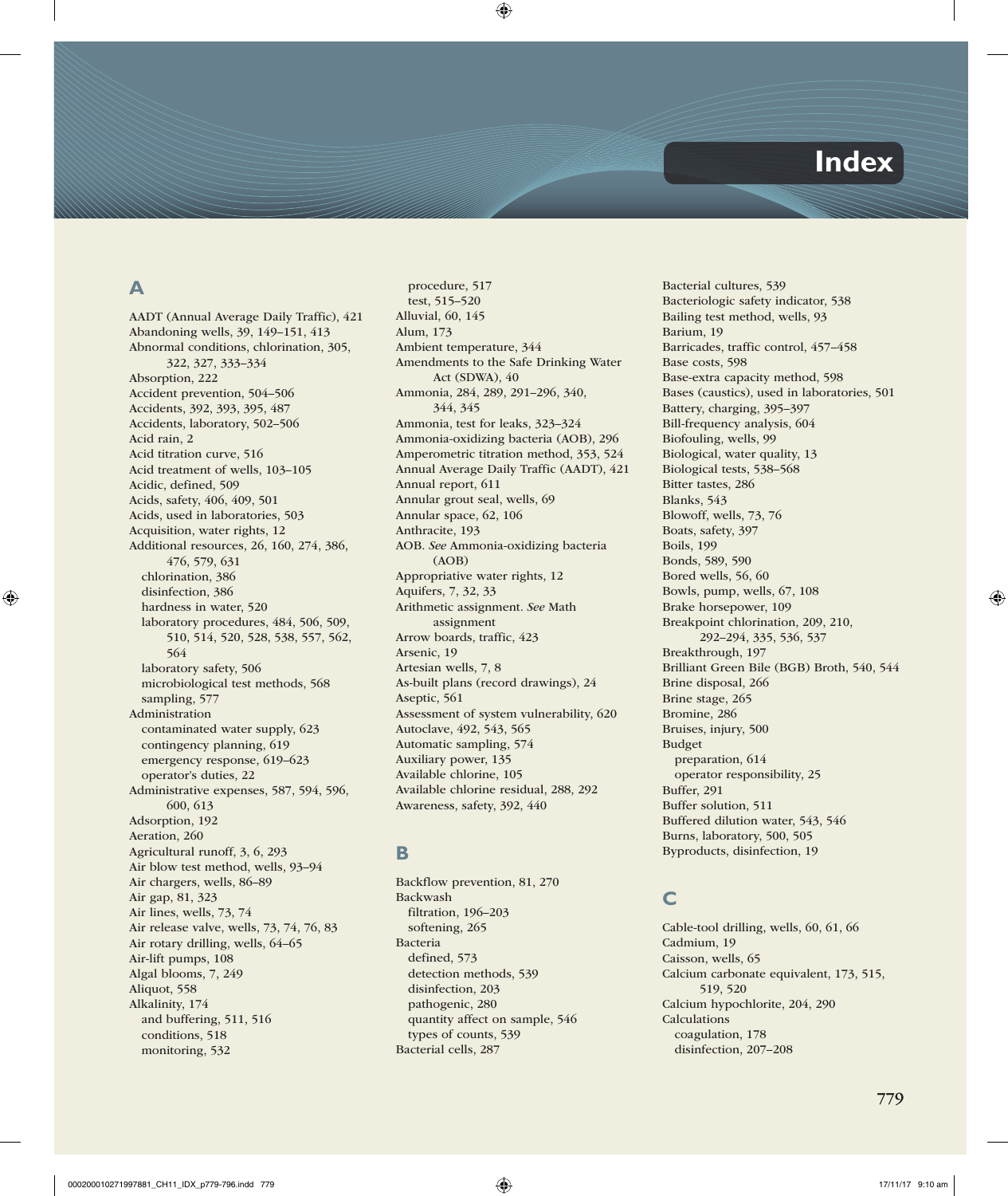# Index

## A

AADT (Annual Average Daily Traffic), 421
Abandoning wells, 39, 149–151, 413
Abnormal conditions, chlorination, 305, 322, 327, 333–334
Absorption, 222
Accident prevention, 504–506
Accidents, 392, 393, 395, 487
Accidents, laboratory, 502–506
Acid rain, 2
Acid titration curve, 516
Acid treatment of wells, 103–105
Acidic, defined, 509
Acids, safety, 406, 409, 501
Acids, used in laboratories, 503
Acquisition, water rights, 12
Additional resources, 26, 160, 274, 386, 476, 579, 631
- chlorination, 386
- disinfection, 386
- hardness in water, 520
- laboratory procedures, 484, 506, 509, 510, 514, 520, 528, 538, 557, 562, 564
- laboratory safety, 506
- microbiological test methods, 568
- sampling, 577

Administration
- contaminated water supply, 623
- contingency planning, 619
- emergency response, 619–623
- operator's duties, 22

Administrative expenses, 587, 594, 596, 600, 613
Adsorption, 192
Aeration, 260
Agricultural runoff, 3, 6, 293
Air blow test method, wells, 93–94
Air chargers, wells, 86–89
Air gap, 81, 323
Air lines, wells, 73, 74
Air release valve, wells, 73, 74, 76, 83
Air rotary drilling, wells, 64–65
Air-lift pumps, 108
Algal blooms, 7, 249
Aliquot, 558
Alkalinity, 174
- and buffering, 511, 516
- conditions, 518
- monitoring, 532
- procedure, 517
- test, 515–520

Alluvial, 60, 145
Alum, 173
Ambient temperature, 344
Amendments to the Safe Drinking Water Act (SDWA), 40
Ammonia, 284, 289, 291–296, 340, 344, 345
Ammonia, test for leaks, 323–324
Ammonia-oxidizing bacteria (AOB), 296
Amperometric titration method, 353, 524
Annual Average Daily Traffic (AADT), 421
Annual report, 611
Annular grout seal, wells, 69
Annular space, 62, 106
Anthracite, 193
AOB. *See* Ammonia-oxidizing bacteria (AOB)
Appropriative water rights, 12
Aquifers, 7, 32, 33
Arithmetic assignment. *See* Math assignment
Arrow boards, traffic, 423
Arsenic, 19
Artesian wells, 7, 8
As-built plans (record drawings), 24
Aseptic, 561
Assessment of system vulnerability, 620
Autoclave, 492, 543, 565
Automatic sampling, 574
Auxiliary power, 135
Available chlorine, 105
Available chlorine residual, 288, 292
Awareness, safety, 392, 440

## B

Backflow prevention, 81, 270
Backwash
- filtration, 196–203
- softening, 265

Bacteria
- defined, 573
- detection methods, 539
- disinfection, 203
- pathogenic, 280
- quantity affect on sample, 546
- types of counts, 539

Bacterial cells, 287
Bacterial cultures, 539
Bacteriologic safety indicator, 538
Bailing test method, wells, 93
Barium, 19
Barricades, traffic control, 457–458
Base costs, 598
Base-extra capacity method, 598
Bases (caustics), used in laboratories, 501
Battery, charging, 395–397
Bill-frequency analysis, 604
Biofouling, wells, 99
Biological, water quality, 13
Biological tests, 538–568
Bitter tastes, 286
Blanks, 543
Blowoff, wells, 73, 76
Boats, safety, 397
Boils, 199
Bonds, 589, 590
Bored wells, 56, 60
Bowls, pump, wells, 67, 108
Brake horsepower, 109
Breakpoint chlorination, 209, 210, 292–294, 335, 536, 537
Breakthrough, 197
Brilliant Green Bile (BGB) Broth, 540, 544
Brine disposal, 266
Brine stage, 265
Bromine, 286
Bruises, injury, 500
Budget
- preparation, 614
- operator responsibility, 25

Buffer, 291
Buffer solution, 511
Buffered dilution water, 543, 546
Burns, laboratory, 500, 505
Byproducts, disinfection, 19

## C

Cable-tool drilling, wells, 60, 61, 66
Cadmium, 19
Caisson, wells, 65
Calcium carbonate equivalent, 173, 515, 519, 520
Calcium hypochlorite, 204, 290
Calculations
- coagulation, 178
- disinfection, 207–208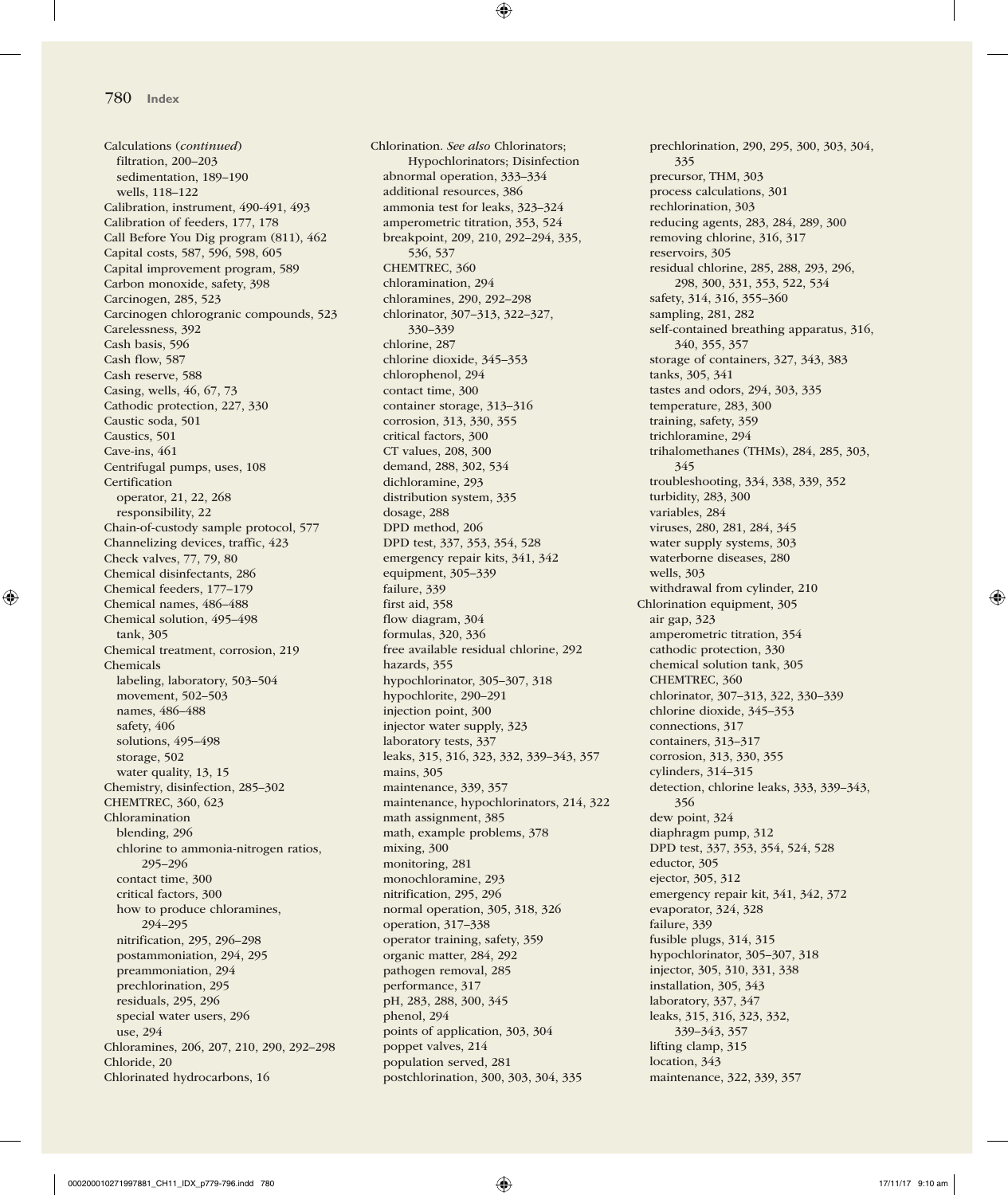Calculations (*continued*)
  filtration, 200–203
  sedimentation, 189–190
  wells, 118–122
Calibration, instrument, 490-491, 493
Calibration of feeders, 177, 178
Call Before You Dig program (811), 462
Capital costs, 587, 596, 598, 605
Capital improvement program, 589
Carbon monoxide, safety, 398
Carcinogen, 285, 523
Carcinogen chlorogranic compounds, 523
Carelessness, 392
Cash basis, 596
Cash flow, 587
Cash reserve, 588
Casing, wells, 46, 67, 73
Cathodic protection, 227, 330
Caustic soda, 501
Caustics, 501
Cave-ins, 461
Centrifugal pumps, uses, 108
Certification
  operator, 21, 22, 268
  responsibility, 22
Chain-of-custody sample protocol, 577
Channelizing devices, traffic, 423
Check valves, 77, 79, 80
Chemical disinfectants, 286
Chemical feeders, 177–179
Chemical names, 486–488
Chemical solution, 495–498
  tank, 305
Chemical treatment, corrosion, 219
Chemicals
  labeling, laboratory, 503–504
  movement, 502–503
  names, 486–488
  safety, 406
  solutions, 495–498
  storage, 502
  water quality, 13, 15
Chemistry, disinfection, 285–302
CHEMTREC, 360, 623
Chloramination
  blending, 296
  chlorine to ammonia-nitrogen ratios, 295–296
  contact time, 300
  critical factors, 300
  how to produce chloramines, 294–295
  nitrification, 295, 296–298
  postammoniation, 294, 295
  preammoniation, 294
  prechlorination, 295
  residuals, 295, 296
  special water users, 296
  use, 294
Chloramines, 206, 207, 210, 290, 292–298
Chloride, 20
Chlorinated hydrocarbons, 16
Chlorination. *See also* Chlorinators; Hypochlorinators; Disinfection
  abnormal operation, 333–334
  additional resources, 386
  ammonia test for leaks, 323–324
  amperometric titration, 353, 524
  breakpoint, 209, 210, 292–294, 335, 536, 537
  CHEMTREC, 360
  chloramination, 294
  chloramines, 290, 292–298
  chlorinator, 307–313, 322–327, 330–339
  chlorine, 287
  chlorine dioxide, 345–353
  chlorophenol, 294
  contact time, 300
  container storage, 313–316
  corrosion, 313, 330, 355
  critical factors, 300
  CT values, 208, 300
  demand, 288, 302, 534
  dichloramine, 293
  distribution system, 335
  dosage, 288
  DPD method, 206
  DPD test, 337, 353, 354, 528
  emergency repair kits, 341, 342
  equipment, 305–339
  failure, 339
  first aid, 358
  flow diagram, 304
  formulas, 320, 336
  free available residual chlorine, 292
  hazards, 355
  hypochlorinator, 305–307, 318
  hypochlorite, 290–291
  injection point, 300
  injector water supply, 323
  laboratory tests, 337
  leaks, 315, 316, 323, 332, 339–343, 357
  mains, 305
  maintenance, 339, 357
  maintenance, hypochlorinators, 214, 322
  math assignment, 385
  math, example problems, 378
  mixing, 300
  monitoring, 281
  monochloramine, 293
  nitrification, 295, 296
  normal operation, 305, 318, 326
  operation, 317–338
  operator training, safety, 359
  organic matter, 284, 292
  pathogen removal, 285
  performance, 317
  pH, 283, 288, 300, 345
  phenol, 294
  points of application, 303, 304
  poppet valves, 214
  population served, 281
  postchlorination, 300, 303, 304, 335
  prechlorination, 290, 295, 300, 303, 304, 335
  precursor, THM, 303
  process calculations, 301
  rechlorination, 303
  reducing agents, 283, 284, 289, 300
  removing chlorine, 316, 317
  reservoirs, 305
  residual chlorine, 285, 288, 293, 296, 298, 300, 331, 353, 522, 534
  safety, 314, 316, 355–360
  sampling, 281, 282
  self-contained breathing apparatus, 316, 340, 355, 357
  storage of containers, 327, 343, 383
  tanks, 305, 341
  tastes and odors, 294, 303, 335
  temperature, 283, 300
  training, safety, 359
  trichloramine, 294
  trihalomethanes (THMs), 284, 285, 303, 345
  troubleshooting, 334, 338, 339, 352
  turbidity, 283, 300
  variables, 284
  viruses, 280, 281, 284, 345
  water supply systems, 303
  waterborne diseases, 280
  wells, 303
  withdrawal from cylinder, 210
Chlorination equipment, 305
  air gap, 323
  amperometric titration, 354
  cathodic protection, 330
  chemical solution tank, 305
  CHEMTREC, 360
  chlorinator, 307–313, 322, 330–339
  chlorine dioxide, 345–353
  connections, 317
  containers, 313–317
  corrosion, 313, 330, 355
  cylinders, 314–315
  detection, chlorine leaks, 333, 339–343, 356
  dew point, 324
  diaphragm pump, 312
  DPD test, 337, 353, 354, 524, 528
  eductor, 305
  ejector, 305, 312
  emergency repair kit, 341, 342, 372
  evaporator, 324, 328
  failure, 339
  fusible plugs, 314, 315
  hypochlorinator, 305–307, 318
  injector, 305, 310, 331, 338
  installation, 305, 343
  laboratory, 337, 347
  leaks, 315, 316, 323, 332, 339–343, 357
  lifting clamp, 315
  location, 343
  maintenance, 322, 339, 357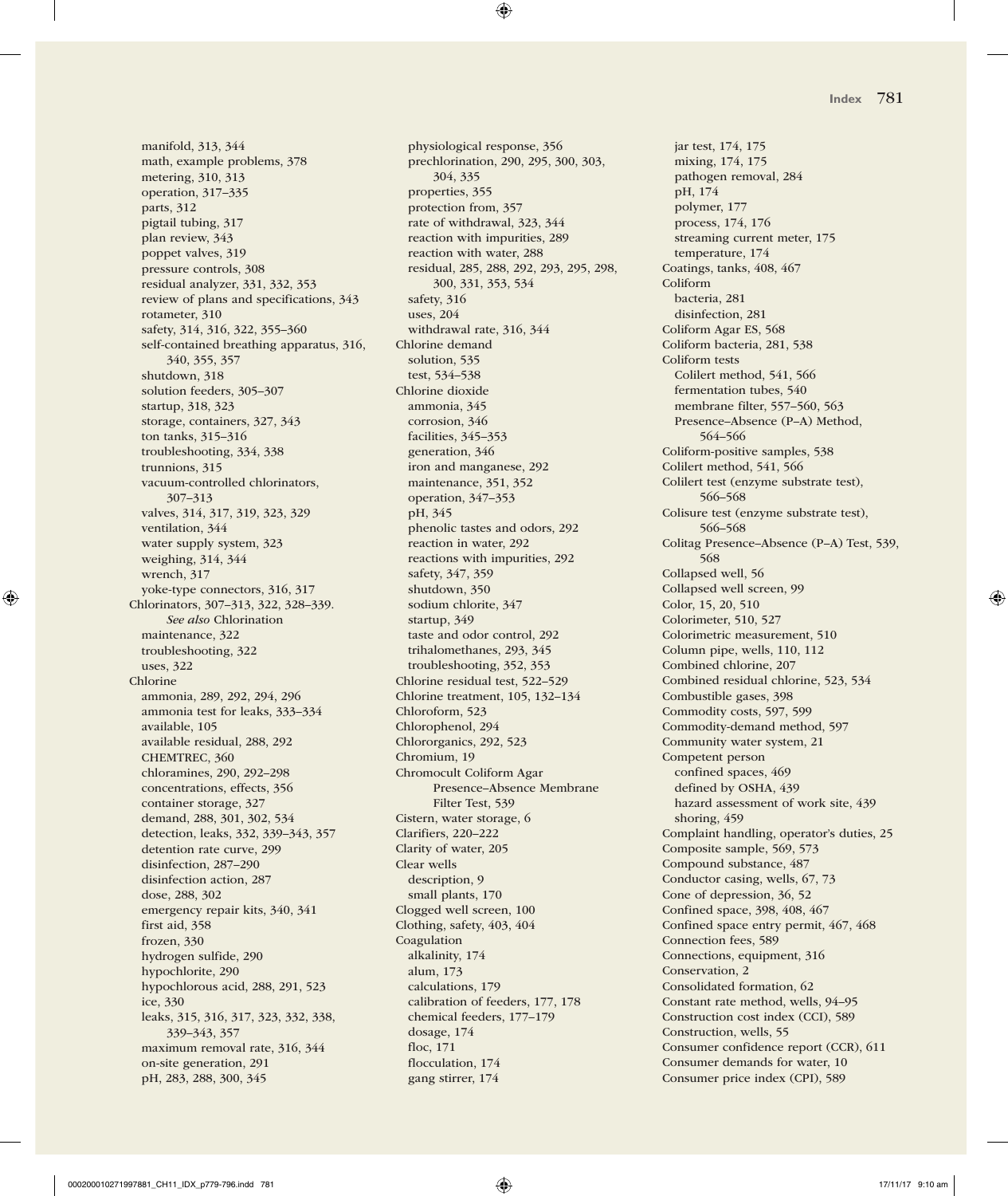manifold, 313, 344
math, example problems, 378
metering, 310, 313
operation, 317–335
parts, 312
pigtail tubing, 317
plan review, 343
poppet valves, 319
pressure controls, 308
residual analyzer, 331, 332, 353
review of plans and specifications, 343
rotameter, 310
safety, 314, 316, 322, 355–360
self-contained breathing apparatus, 316, 340, 355, 357
shutdown, 318
solution feeders, 305–307
startup, 318, 323
storage, containers, 327, 343
ton tanks, 315–316
troubleshooting, 334, 338
trunnions, 315
vacuum-controlled chlorinators, 307–313
valves, 314, 317, 319, 323, 329
ventilation, 344
water supply system, 323
weighing, 314, 344
wrench, 317
yoke-type connectors, 316, 317

Chlorinators, 307–313, 322, 328–339. *See also* Chlorination
maintenance, 322
troubleshooting, 322
uses, 322

Chlorine
ammonia, 289, 292, 294, 296
ammonia test for leaks, 333–334
available, 105
available residual, 288, 292
CHEMTREC, 360
chloramines, 290, 292–298
concentrations, effects, 356
container storage, 327
demand, 288, 301, 302, 534
detection, leaks, 332, 339–343, 357
detention rate curve, 299
disinfection, 287–290
disinfection action, 287
dose, 288, 302
emergency repair kits, 340, 341
first aid, 358
frozen, 330
hydrogen sulfide, 290
hypochlorite, 290
hypochlorous acid, 288, 291, 523
ice, 330
leaks, 315, 316, 317, 323, 332, 338, 339–343, 357
maximum removal rate, 316, 344
on-site generation, 291
pH, 283, 288, 300, 345
physiological response, 356
prechlorination, 290, 295, 300, 303, 304, 335
properties, 355
protection from, 357
rate of withdrawal, 323, 344
reaction with impurities, 289
reaction with water, 288
residual, 285, 288, 292, 293, 295, 298, 300, 331, 353, 534
safety, 316
uses, 204
withdrawal rate, 316, 344

Chlorine demand
solution, 535
test, 534–538

Chlorine dioxide
ammonia, 345
corrosion, 346
facilities, 345–353
generation, 346
iron and manganese, 292
maintenance, 351, 352
operation, 347–353
pH, 345
phenolic tastes and odors, 292
reaction in water, 292
reactions with impurities, 292
safety, 347, 359
shutdown, 350
sodium chlorite, 347
startup, 349
taste and odor control, 292
trihalomethanes, 293, 345
troubleshooting, 352, 353

Chlorine residual test, 522–529
Chlorine treatment, 105, 132–134
Chloroform, 523
Chlorophenol, 294
Chlororganics, 292, 523
Chromium, 19
Chromocult Coliform Agar Presence–Absence Membrane Filter Test, 539
Cistern, water storage, 6
Clarifiers, 220–222
Clarity of water, 205

Clear wells
description, 9
small plants, 170

Clogged well screen, 100
Clothing, safety, 403, 404

Coagulation
alkalinity, 174
alum, 173
calculations, 179
calibration of feeders, 177, 178
chemical feeders, 177–179
dosage, 174
floc, 171
flocculation, 174
gang stirrer, 174
jar test, 174, 175
mixing, 174, 175
pathogen removal, 284
pH, 174
polymer, 177
process, 174, 176
streaming current meter, 175
temperature, 174

Coatings, tanks, 408, 467

Coliform
bacteria, 281
disinfection, 281

Coliform Agar ES, 568
Coliform bacteria, 281, 538

Coliform tests
Colilert method, 541, 566
fermentation tubes, 540
membrane filter, 557–560, 563
Presence–Absence (P–A) Method, 564–566

Coliform-positive samples, 538
Colilert method, 541, 566
Colilert test (enzyme substrate test), 566–568
Colisure test (enzyme substrate test), 566–568
Colitag Presence–Absence (P–A) Test, 539, 568
Collapsed well, 56
Collapsed well screen, 99
Color, 15, 20, 510
Colorimeter, 510, 527
Colorimetric measurement, 510
Column pipe, wells, 110, 112
Combined chlorine, 207
Combined residual chlorine, 523, 534
Combustible gases, 398
Commodity costs, 597, 599
Commodity-demand method, 597
Community water system, 21

Competent person
confined spaces, 469
defined by OSHA, 439
hazard assessment of work site, 439
shoring, 459

Complaint handling, operator's duties, 25
Composite sample, 569, 573
Compound substance, 487
Conductor casing, wells, 67, 73
Cone of depression, 36, 52
Confined space, 398, 408, 467
Confined space entry permit, 467, 468
Connection fees, 589
Connections, equipment, 316
Conservation, 2
Consolidated formation, 62
Constant rate method, wells, 94–95
Construction cost index (CCI), 589
Construction, wells, 55
Consumer confidence report (CCR), 611
Consumer demands for water, 10
Consumer price index (CPI), 589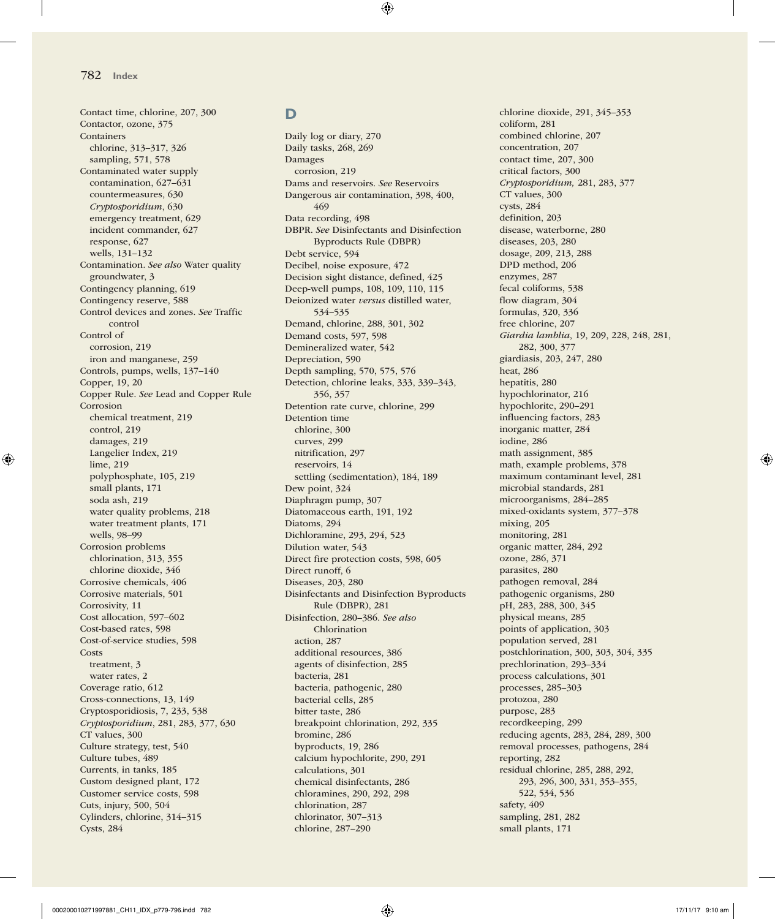Contact time, chlorine, 207, 300
Contactor, ozone, 375
Containers
  chlorine, 313–317, 326
  sampling, 571, 578
Contaminated water supply
  contamination, 627–631
  countermeasures, 630
  *Cryptosporidium*, 630
  emergency treatment, 629
  incident commander, 627
  response, 627
  wells, 131–132
Contamination. *See also* Water quality
  groundwater, 3
Contingency planning, 619
Contingency reserve, 588
Control devices and zones. *See* Traffic control
Control of
  corrosion, 219
  iron and manganese, 259
Controls, pumps, wells, 137–140
Copper, 19, 20
Copper Rule. *See* Lead and Copper Rule
Corrosion
  chemical treatment, 219
  control, 219
  damages, 219
  Langelier Index, 219
  lime, 219
  polyphosphate, 105, 219
  small plants, 171
  soda ash, 219
  water quality problems, 218
  water treatment plants, 171
  wells, 98–99
Corrosion problems
  chlorination, 313, 355
  chlorine dioxide, 346
Corrosive chemicals, 406
Corrosive materials, 501
Corrosivity, 11
Cost allocation, 597–602
Cost-based rates, 598
Cost-of-service studies, 598
Costs
  treatment, 3
  water rates, 2
Coverage ratio, 612
Cross-connections, 13, 149
Cryptosporidiosis, 7, 233, 538
*Cryptosporidium*, 281, 283, 377, 630
CT values, 300
Culture strategy, test, 540
Culture tubes, 489
Currents, in tanks, 185
Custom designed plant, 172
Customer service costs, 598
Cuts, injury, 500, 504
Cylinders, chlorine, 314–315
Cysts, 284

## D

Daily log or diary, 270
Daily tasks, 268, 269
Damages
  corrosion, 219
Dams and reservoirs. *See* Reservoirs
Dangerous air contamination, 398, 400, 469
Data recording, 498
DBPR. *See* Disinfectants and Disinfection Byproducts Rule (DBPR)
Debt service, 594
Decibel, noise exposure, 472
Decision sight distance, defined, 425
Deep-well pumps, 108, 109, 110, 115
Deionized water *versus* distilled water, 534–535
Demand, chlorine, 288, 301, 302
Demand costs, 597, 598
Demineralized water, 542
Depreciation, 590
Depth sampling, 570, 575, 576
Detection, chlorine leaks, 333, 339–343, 356, 357
Detention rate curve, chlorine, 299
Detention time
  chlorine, 300
  curves, 299
  nitrification, 297
  reservoirs, 14
  settling (sedimentation), 184, 189
Dew point, 324
Diaphragm pump, 307
Diatomaceous earth, 191, 192
Diatoms, 294
Dichloramine, 293, 294, 523
Dilution water, 543
Direct fire protection costs, 598, 605
Direct runoff, 6
Diseases, 203, 280
Disinfectants and Disinfection Byproducts Rule (DBPR), 281
Disinfection, 280–386. *See also* Chlorination
  action, 287
  additional resources, 386
  agents of disinfection, 285
  bacteria, 281
  bacteria, pathogenic, 280
  bacterial cells, 285
  bitter taste, 286
  breakpoint chlorination, 292, 335
  bromine, 286
  byproducts, 19, 286
  calcium hypochlorite, 290, 291
  calculations, 301
  chemical disinfectants, 286
  chloramines, 290, 292, 298
  chlorination, 287
  chlorinator, 307–313
  chlorine, 287–290
  chlorine dioxide, 291, 345–353
  coliform, 281
  combined chlorine, 207
  concentration, 207
  contact time, 207, 300
  critical factors, 300
  *Cryptosporidium,* 281, 283, 377
  CT values, 300
  cysts, 284
  definition, 203
  disease, waterborne, 280
  diseases, 203, 280
  dosage, 209, 213, 288
  DPD method, 206
  enzymes, 287
  fecal coliforms, 538
  flow diagram, 304
  formulas, 320, 336
  free chlorine, 207
  *Giardia lamblia*, 19, 209, 228, 248, 281, 282, 300, 377
  giardiasis, 203, 247, 280
  heat, 286
  hepatitis, 280
  hypochlorinator, 216
  hypochlorite, 290–291
  influencing factors, 283
  inorganic matter, 284
  iodine, 286
  math assignment, 385
  math, example problems, 378
  maximum contaminant level, 281
  microbial standards, 281
  microorganisms, 284–285
  mixed-oxidants system, 377–378
  mixing, 205
  monitoring, 281
  organic matter, 284, 292
  ozone, 286, 371
  parasites, 280
  pathogen removal, 284
  pathogenic organisms, 280
  pH, 283, 288, 300, 345
  physical means, 285
  points of application, 303
  population served, 281
  postchlorination, 300, 303, 304, 335
  prechlorination, 293–334
  process calculations, 301
  processes, 285–303
  protozoa, 280
  purpose, 283
  recordkeeping, 299
  reducing agents, 283, 284, 289, 300
  removal processes, pathogens, 284
  reporting, 282
  residual chlorine, 285, 288, 292, 293, 296, 300, 331, 353–355, 522, 534, 536
  safety, 409
  sampling, 281, 282
  small plants, 171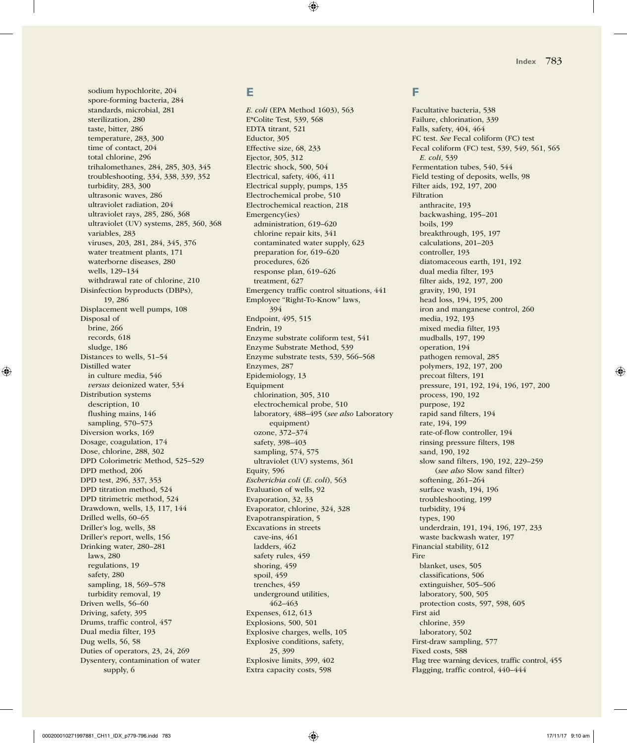sodium hypochlorite, 204
spore-forming bacteria, 284
standards, microbial, 281
sterilization, 280
taste, bitter, 286
temperature, 283, 300
time of contact, 204
total chlorine, 296
trihalomethanes, 284, 285, 303, 345
troubleshooting, 334, 338, 339, 352
turbidity, 283, 300
ultrasonic waves, 286
ultraviolet radiation, 204
ultraviolet rays, 285, 286, 368
ultraviolet (UV) systems, 285, 360, 368
variables, 283
viruses, 203, 281, 284, 345, 376
water treatment plants, 280
waterborne diseases, 280
wells, 129–134
withdrawal rate of chlorine, 210

Disinfection byproducts (DBPs), 19, 286
Displacement well pumps, 108
Disposal of
- brine, 266
- records, 618
- sludge, 186

Distances to wells, 51–54
Distilled water
- in culture media, 546
- *versus* deionized water, 534

Distribution systems
- description, 10
- flushing mains, 146
- sampling, 570–573

Diversion works, 169
Dosage, coagulation, 174
Dose, chlorine, 288, 302
DPD Colorimetric Method, 525–529
DPD method, 206
DPD test, 296, 337, 353
DPD titration method, 524
DPD titrimetric method, 524
Drawdown, wells, 13, 117, 144
Drilled wells, 60–65
Driller's log, wells, 38
Driller's report, wells, 156
Drinking water, 280–281
- laws, 280
- regulations, 19
- safety, 280
- sampling, 18, 569–578
- turbidity removal, 19

Driven wells, 56–60
Driving, safety, 395
Drums, traffic control, 457
Dual media filter, 193
Dug wells, 56, 58
Duties of operators, 23, 24, 269
Dysentery, contamination of water supply, 6

## E

*E. coli* (EPA Method 1603), 563
E*Colite Test, 539, 568
EDTA titrant, 521
Eductor, 305
Effective size, 68, 233
Ejector, 305, 312
Electric shock, 500, 504
Electrical, safety, 406, 411
Electrical supply, pumps, 135
Electrochemical probe, 510
Electrochemical reaction, 218
Emergency(ies)
- administration, 619–620
- chlorine repair kits, 341
- contaminated water supply, 623
- preparation for, 619–620
- procedures, 626
- response plan, 619–626
- treatment, 627

Emergency traffic control situations, 441
Employee "Right-To-Know" laws, 394
Endpoint, 495, 515
Endrin, 19
Enzyme substrate coliform test, 541
Enzyme Substrate Method, 539
Enzyme substrate tests, 539, 566–568
Enzymes, 287
Epidemiology, 13
Equipment
- chlorination, 305, 310
- electrochemical probe, 510
- laboratory, 488–495 (*see also* Laboratory equipment)
- ozone, 372–374
- safety, 398–403
- sampling, 574, 575
- ultraviolet (UV) systems, 361

Equity, 596
*Escherichia coli* (*E. coli*), 563
Evaluation of wells, 92
Evaporation, 32, 33
Evaporator, chlorine, 324, 328
Evapotranspiration, 5
Excavations in streets
- cave-ins, 461
- ladders, 462
- safety rules, 459
- shoring, 459
- spoil, 459
- trenches, 459
- underground utilities, 462–463

Expenses, 612, 613
Explosions, 500, 501
Explosive charges, wells, 105
Explosive conditions, safety, 25, 399
Explosive limits, 399, 402
Extra capacity costs, 598

## F

Facultative bacteria, 538
Failure, chlorination, 339
Falls, safety, 404, 464
FC test. *See* Fecal coliform (FC) test
Fecal coliform (FC) test, 539, 549, 561, 565
- *E. coli*, 539

Fermentation tubes, 540, 544
Field testing of deposits, wells, 98
Filter aids, 192, 197, 200
Filtration
- anthracite, 193
- backwashing, 195–201
- boils, 199
- breakthrough, 195, 197
- calculations, 201–203
- controller, 193
- diatomaceous earth, 191, 192
- dual media filter, 193
- filter aids, 192, 197, 200
- gravity, 190, 191
- head loss, 194, 195, 200
- iron and manganese control, 260
- media, 192, 193
- mixed media filter, 193
- mudballs, 197, 199
- operation, 194
- pathogen removal, 285
- polymers, 192, 197, 200
- precoat filters, 191
- pressure, 191, 192, 194, 196, 197, 200
- process, 190, 192
- purpose, 192
- rapid sand filters, 194
- rate, 194, 199
- rate-of-flow controller, 194
- rinsing pressure filters, 198
- sand, 190, 192
- slow sand filters, 190, 192, 229–259 (*see also* Slow sand filter)
- softening, 261–264
- surface wash, 194, 196
- troubleshooting, 199
- turbidity, 194
- types, 190
- underdrain, 191, 194, 196, 197, 233
- waste backwash water, 197

Financial stability, 612
Fire
- blanket, uses, 505
- classifications, 506
- extinguisher, 505–506
- laboratory, 500, 505
- protection costs, 597, 598, 605

First aid
- chlorine, 359
- laboratory, 502

First-draw sampling, 577
Fixed costs, 588
Flag tree warning devices, traffic control, 455
Flagging, traffic control, 440–444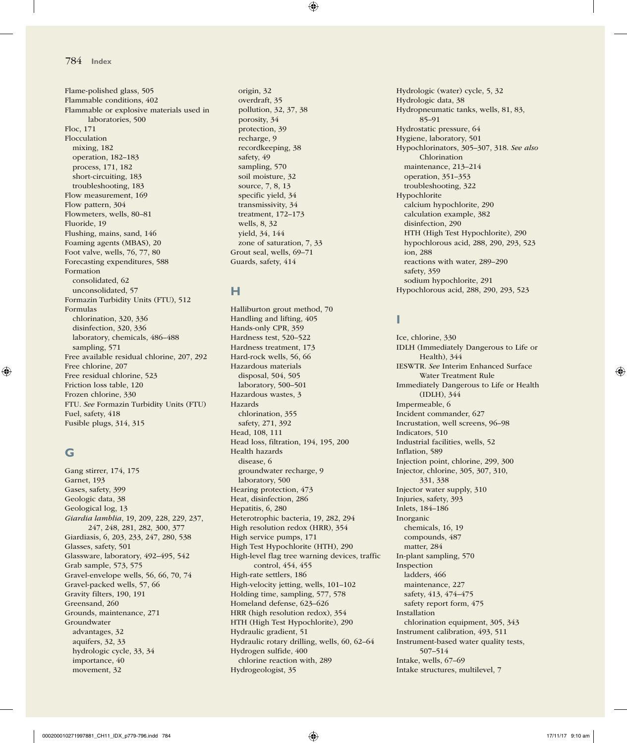Flame-polished glass, 505
Flammable conditions, 402
Flammable or explosive materials used in laboratories, 500
Floc, 171
Flocculation
  mixing, 182
  operation, 182–183
  process, 171, 182
  short-circuiting, 183
  troubleshooting, 183
Flow measurement, 169
Flow pattern, 304
Flowmeters, wells, 80–81
Fluoride, 19
Flushing, mains, sand, 146
Foaming agents (MBAS), 20
Foot valve, wells, 76, 77, 80
Forecasting expenditures, 588
Formation
  consolidated, 62
  unconsolidated, 57
Formazin Turbidity Units (FTU), 512
Formulas
  chlorination, 320, 336
  disinfection, 320, 336
  laboratory, chemicals, 486–488
  sampling, 571
Free available residual chlorine, 207, 292
Free chlorine, 207
Free residual chlorine, 523
Friction loss table, 120
Frozen chlorine, 330
FTU. *See* Formazin Turbidity Units (FTU)
Fuel, safety, 418
Fusible plugs, 314, 315

## G

Gang stirrer, 174, 175
Garnet, 193
Gases, safety, 399
Geologic data, 38
Geological log, 13
*Giardia lamblia*, 19, 209, 228, 229, 237, 247, 248, 281, 282, 300, 377
Giardiasis, 6, 203, 233, 247, 280, 538
Glasses, safety, 501
Glassware, laboratory, 492–495, 542
Grab sample, 573, 575
Gravel-envelope wells, 56, 66, 70, 74
Gravel-packed wells, 57, 66
Gravity filters, 190, 191
Greensand, 260
Grounds, maintenance, 271
Groundwater
  advantages, 32
  aquifers, 32, 33
  hydrologic cycle, 33, 34
  importance, 40
  movement, 32
  origin, 32
  overdraft, 35
  pollution, 32, 37, 38
  porosity, 34
  protection, 39
  recharge, 9
  recordkeeping, 38
  safety, 49
  sampling, 570
  soil moisture, 32
  source, 7, 8, 13
  specific yield, 34
  transmissivity, 34
  treatment, 172–173
  wells, 8, 32
  yield, 34, 144
  zone of saturation, 7, 33
Grout seal, wells, 69–71
Guards, safety, 414

## H

Halliburton grout method, 70
Handling and lifting, 405
Hands-only CPR, 359
Hardness test, 520–522
Hardness treatment, 173
Hard-rock wells, 56, 66
Hazardous materials
  disposal, 504, 505
  laboratory, 500–501
Hazardous wastes, 3
Hazards
  chlorination, 355
  safety, 271, 392
Head, 108, 111
Head loss, filtration, 194, 195, 200
Health hazards
  disease, 6
  groundwater recharge, 9
  laboratory, 500
Hearing protection, 473
Heat, disinfection, 286
Hepatitis, 6, 280
Heterotrophic bacteria, 19, 282, 294
High resolution redox (HRR), 354
High service pumps, 171
High Test Hypochlorite (HTH), 290
High-level flag tree warning devices, traffic control, 454, 455
High-rate settlers, 186
High-velocity jetting, wells, 101–102
Holding time, sampling, 577, 578
Homeland defense, 623–626
HRR (high resolution redox), 354
HTH (High Test Hypochlorite), 290
Hydraulic gradient, 51
Hydraulic rotary drilling, wells, 60, 62–64
Hydrogen sulfide, 400
  chlorine reaction with, 289
Hydrogeologist, 35
Hydrologic (water) cycle, 5, 32
Hydrologic data, 38
Hydropneumatic tanks, wells, 81, 83, 85–91
Hydrostatic pressure, 64
Hygiene, laboratory, 501
Hypochlorinators, 305–307, 318. *See also* Chlorination
  maintenance, 213–214
  operation, 351–353
  troubleshooting, 322
Hypochlorite
  calcium hypochlorite, 290
  calculation example, 382
  disinfection, 290
  HTH (High Test Hypochlorite), 290
  hypochlorous acid, 288, 290, 293, 523
  ion, 288
  reactions with water, 289–290
  safety, 359
  sodium hypochlorite, 291
Hypochlorous acid, 288, 290, 293, 523

## I

Ice, chlorine, 330
IDLH (Immediately Dangerous to Life or Health), 344
IESWTR. *See* Interim Enhanced Surface Water Treatment Rule
Immediately Dangerous to Life or Health (IDLH), 344
Impermeable, 6
Incident commander, 627
Incrustation, well screens, 96–98
Indicators, 510
Industrial facilities, wells, 52
Inflation, 589
Injection point, chlorine, 299, 300
Injector, chlorine, 305, 307, 310, 331, 338
Injector water supply, 310
Injuries, safety, 393
Inlets, 184–186
Inorganic
  chemicals, 16, 19
  compounds, 487
  matter, 284
In-plant sampling, 570
Inspection
  ladders, 466
  maintenance, 227
  safety, 413, 474–475
  safety report form, 475
Installation
  chlorination equipment, 305, 343
Instrument calibration, 493, 511
Instrument-based water quality tests, 507–514
Intake, wells, 67–69
Intake structures, multilevel, 7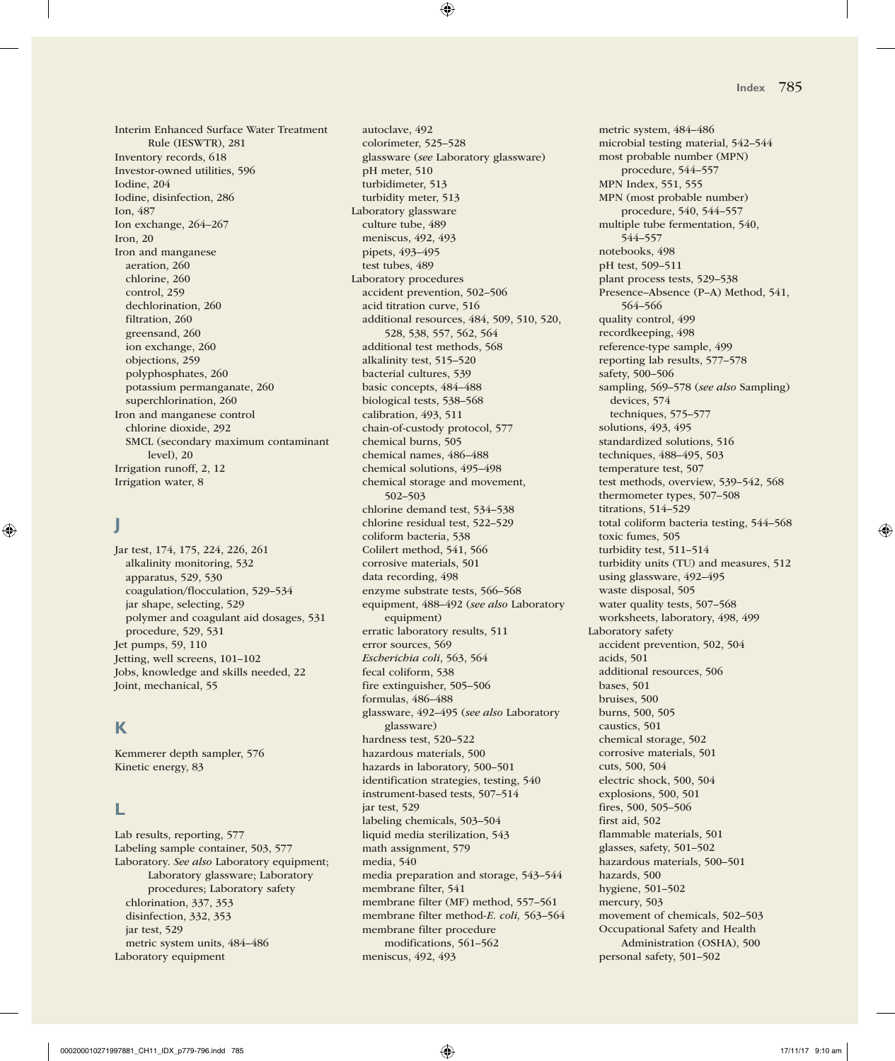Interim Enhanced Surface Water Treatment Rule (IESWTR), 281
Inventory records, 618
Investor-owned utilities, 596
Iodine, 204
Iodine, disinfection, 286
Ion, 487
Ion exchange, 264–267
Iron, 20
Iron and manganese
- aeration, 260
- chlorine, 260
- control, 259
- dechlorination, 260
- filtration, 260
- greensand, 260
- ion exchange, 260
- objections, 259
- polyphosphates, 260
- potassium permanganate, 260
- superchlorination, 260

Iron and manganese control
- chlorine dioxide, 292
- SMCL (secondary maximum contaminant level), 20

Irrigation runoff, 2, 12
Irrigation water, 8

## J

Jar test, 174, 175, 224, 226, 261
- alkalinity monitoring, 532
- apparatus, 529, 530
- coagulation/flocculation, 529–534
- jar shape, selecting, 529
- polymer and coagulant aid dosages, 531
- procedure, 529, 531

Jet pumps, 59, 110
Jetting, well screens, 101–102
Jobs, knowledge and skills needed, 22
Joint, mechanical, 55

## K

Kemmerer depth sampler, 576
Kinetic energy, 83

## L

Lab results, reporting, 577
Labeling sample container, 503, 577
Laboratory. *See also* Laboratory equipment; Laboratory glassware; Laboratory procedures; Laboratory safety
- chlorination, 337, 353
- disinfection, 332, 353
- jar test, 529
- metric system units, 484–486

Laboratory equipment
- autoclave, 492
- colorimeter, 525–528
- glassware (*see* Laboratory glassware)
- pH meter, 510
- turbidimeter, 513
- turbidity meter, 513

Laboratory glassware
- culture tube, 489
- meniscus, 492, 493
- pipets, 493–495
- test tubes, 489

Laboratory procedures
- accident prevention, 502–506
- acid titration curve, 516
- additional resources, 484, 509, 510, 520, 528, 538, 557, 562, 564
- additional test methods, 568
- alkalinity test, 515–520
- bacterial cultures, 539
- basic concepts, 484–488
- biological tests, 538–568
- calibration, 493, 511
- chain-of-custody protocol, 577
- chemical burns, 505
- chemical names, 486–488
- chemical solutions, 495–498
- chemical storage and movement, 502–503
- chlorine demand test, 534–538
- chlorine residual test, 522–529
- coliform bacteria, 538
- Colilert method, 541, 566
- corrosive materials, 501
- data recording, 498
- enzyme substrate tests, 566–568
- equipment, 488–492 (*see also* Laboratory equipment)
- erratic laboratory results, 511
- error sources, 569
- *Escherichia coli*, 563, 564
- fecal coliform, 538
- fire extinguisher, 505–506
- formulas, 486–488
- glassware, 492–495 (*see also* Laboratory glassware)
- hardness test, 520–522
- hazardous materials, 500
- hazards in laboratory, 500–501
- identification strategies, testing, 540
- instrument-based tests, 507–514
- jar test, 529
- labeling chemicals, 503–504
- liquid media sterilization, 543
- math assignment, 579
- media, 540
- media preparation and storage, 543–544
- membrane filter, 541
- membrane filter (MF) method, 557–561
- membrane filter method-*E. coli,* 563–564
- membrane filter procedure modifications, 561–562
- meniscus, 492, 493
- metric system, 484–486
- microbial testing material, 542–544
- most probable number (MPN) procedure, 544–557
- MPN Index, 551, 555
- MPN (most probable number) procedure, 540, 544–557
- multiple tube fermentation, 540, 544–557
- notebooks, 498
- pH test, 509–511
- plant process tests, 529–538
- Presence–Absence (P–A) Method, 541, 564–566
- quality control, 499
- recordkeeping, 498
- reference-type sample, 499
- reporting lab results, 577–578
- safety, 500–506
- sampling, 569–578 (*see also* Sampling)
  - devices, 574
  - techniques, 575–577
- solutions, 493, 495
- standardized solutions, 516
- techniques, 488–495, 503
- temperature test, 507
- test methods, overview, 539–542, 568
- thermometer types, 507–508
- titrations, 514–529
- total coliform bacteria testing, 544–568
- toxic fumes, 505
- turbidity test, 511–514
- turbidity units (TU) and measures, 512
- using glassware, 492–495
- waste disposal, 505
- water quality tests, 507–568
- worksheets, laboratory, 498, 499

Laboratory safety
- accident prevention, 502, 504
- acids, 501
- additional resources, 506
- bases, 501
- bruises, 500
- burns, 500, 505
- caustics, 501
- chemical storage, 502
- corrosive materials, 501
- cuts, 500, 504
- electric shock, 500, 504
- explosions, 500, 501
- fires, 500, 505–506
- first aid, 502
- flammable materials, 501
- glasses, safety, 501–502
- hazardous materials, 500–501
- hazards, 500
- hygiene, 501–502
- mercury, 503
- movement of chemicals, 502–503
- Occupational Safety and Health Administration (OSHA), 500
- personal safety, 501–502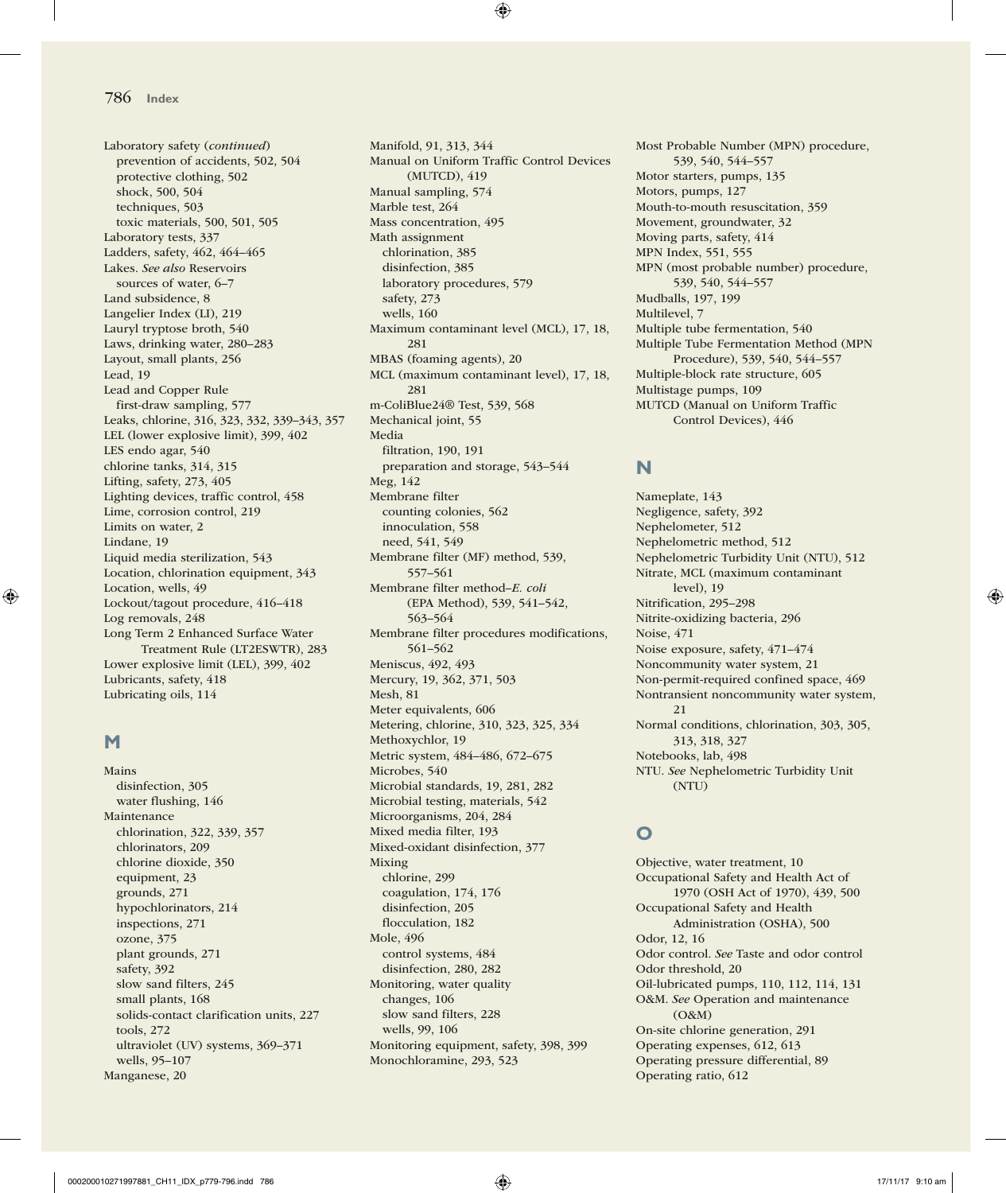Laboratory safety (*continued*)
  prevention of accidents, 502, 504
  protective clothing, 502
  shock, 500, 504
  techniques, 503
  toxic materials, 500, 501, 505
Laboratory tests, 337
Ladders, safety, 462, 464–465
Lakes. *See also* Reservoirs
  sources of water, 6–7
Land subsidence, 8
Langelier Index (LI), 219
Lauryl tryptose broth, 540
Laws, drinking water, 280–283
Layout, small plants, 256
Lead, 19
Lead and Copper Rule
  first-draw sampling, 577
Leaks, chlorine, 316, 323, 332, 339–343, 357
LEL (lower explosive limit), 399, 402
LES endo agar, 540
chlorine tanks, 314, 315
Lifting, safety, 273, 405
Lighting devices, traffic control, 458
Lime, corrosion control, 219
Limits on water, 2
Lindane, 19
Liquid media sterilization, 543
Location, chlorination equipment, 343
Location, wells, 49
Lockout/tagout procedure, 416–418
Log removals, 248
Long Term 2 Enhanced Surface Water Treatment Rule (LT2ESWTR), 283
Lower explosive limit (LEL), 399, 402
Lubricants, safety, 418
Lubricating oils, 114

## M

Mains
  disinfection, 305
  water flushing, 146
Maintenance
  chlorination, 322, 339, 357
  chlorinators, 209
  chlorine dioxide, 350
  equipment, 23
  grounds, 271
  hypochlorinators, 214
  inspections, 271
  ozone, 375
  plant grounds, 271
  safety, 392
  slow sand filters, 245
  small plants, 168
  solids-contact clarification units, 227
  tools, 272
  ultraviolet (UV) systems, 369–371
  wells, 95–107
Manganese, 20
Manifold, 91, 313, 344
Manual on Uniform Traffic Control Devices (MUTCD), 419
Manual sampling, 574
Marble test, 264
Mass concentration, 495
Math assignment
  chlorination, 385
  disinfection, 385
  laboratory procedures, 579
  safety, 273
  wells, 160
Maximum contaminant level (MCL), 17, 18, 281
MBAS (foaming agents), 20
MCL (maximum contaminant level), 17, 18, 281
m-ColiBlue24® Test, 539, 568
Mechanical joint, 55
Media
  filtration, 190, 191
  preparation and storage, 543–544
Meg, 142
Membrane filter
  counting colonies, 562
  innoculation, 558
  need, 541, 549
Membrane filter (MF) method, 539, 557–561
Membrane filter method–*E. coli* (EPA Method), 539, 541–542, 563–564
Membrane filter procedures modifications, 561–562
Meniscus, 492, 493
Mercury, 19, 362, 371, 503
Mesh, 81
Meter equivalents, 606
Metering, chlorine, 310, 323, 325, 334
Methoxychlor, 19
Metric system, 484–486, 672–675
Microbes, 540
Microbial standards, 19, 281, 282
Microbial testing, materials, 542
Microorganisms, 204, 284
Mixed media filter, 193
Mixed-oxidant disinfection, 377
Mixing
  chlorine, 299
  coagulation, 174, 176
  disinfection, 205
  flocculation, 182
Mole, 496
  control systems, 484
  disinfection, 280, 282
Monitoring, water quality
  changes, 106
  slow sand filters, 228
  wells, 99, 106
Monitoring equipment, safety, 398, 399
Monochloramine, 293, 523
Most Probable Number (MPN) procedure, 539, 540, 544–557
Motor starters, pumps, 135
Motors, pumps, 127
Mouth-to-mouth resuscitation, 359
Movement, groundwater, 32
Moving parts, safety, 414
MPN Index, 551, 555
MPN (most probable number) procedure, 539, 540, 544–557
Mudballs, 197, 199
Multilevel, 7
Multiple tube fermentation, 540
Multiple Tube Fermentation Method (MPN Procedure), 539, 540, 544–557
Multiple-block rate structure, 605
Multistage pumps, 109
MUTCD (Manual on Uniform Traffic Control Devices), 446

## N

Nameplate, 143
Negligence, safety, 392
Nephelometer, 512
Nephelometric method, 512
Nephelometric Turbidity Unit (NTU), 512
Nitrate, MCL (maximum contaminant level), 19
Nitrification, 295–298
Nitrite-oxidizing bacteria, 296
Noise, 471
Noise exposure, safety, 471–474
Noncommunity water system, 21
Non-permit-required confined space, 469
Nontransient noncommunity water system, 21
Normal conditions, chlorination, 303, 305, 313, 318, 327
Notebooks, lab, 498
NTU. *See* Nephelometric Turbidity Unit (NTU)

## O

Objective, water treatment, 10
Occupational Safety and Health Act of 1970 (OSH Act of 1970), 439, 500
Occupational Safety and Health Administration (OSHA), 500
Odor, 12, 16
Odor control. *See* Taste and odor control
Odor threshold, 20
Oil-lubricated pumps, 110, 112, 114, 131
O&M. *See* Operation and maintenance (O&M)
On-site chlorine generation, 291
Operating expenses, 612, 613
Operating pressure differential, 89
Operating ratio, 612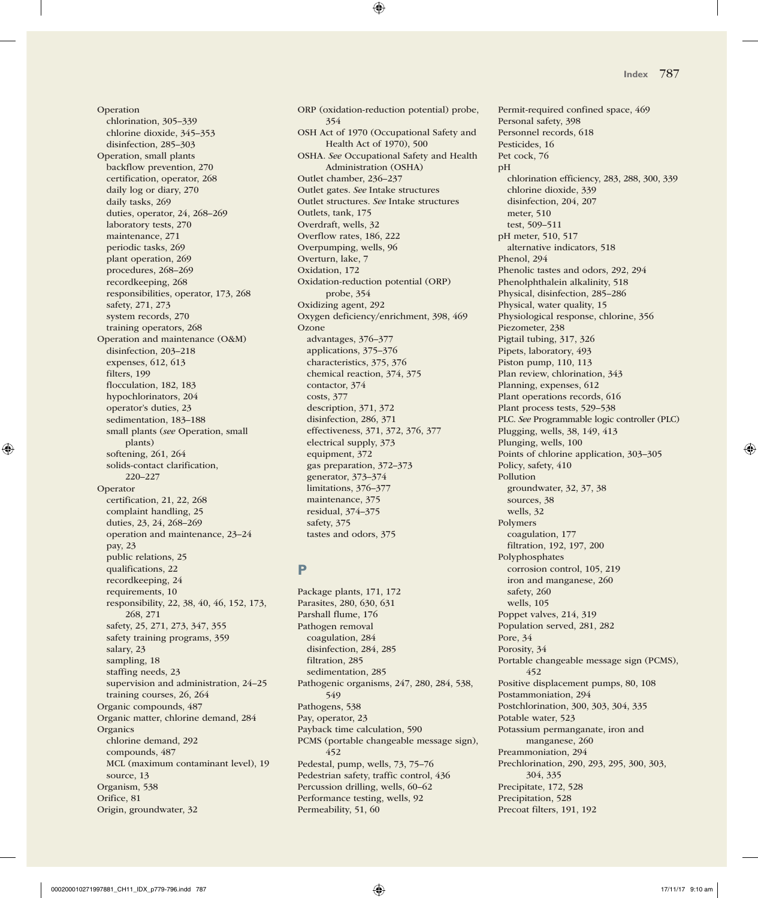Operation
- chlorination, 305–339
- chlorine dioxide, 345–353
- disinfection, 285–303

Operation, small plants
- backflow prevention, 270
- certification, operator, 268
- daily log or diary, 270
- daily tasks, 269
- duties, operator, 24, 268–269
- laboratory tests, 270
- maintenance, 271
- periodic tasks, 269
- plant operation, 269
- procedures, 268–269
- recordkeeping, 268
- responsibilities, operator, 173, 268
- safety, 271, 273
- system records, 270
- training operators, 268

Operation and maintenance (O&M)
- disinfection, 203–218
- expenses, 612, 613
- filters, 199
- flocculation, 182, 183
- hypochlorinators, 204
- operator's duties, 23
- sedimentation, 183–188
- small plants (*see* Operation, small plants)
- softening, 261, 264
- solids-contact clarification, 220–227

Operator
- certification, 21, 22, 268
- complaint handling, 25
- duties, 23, 24, 268–269
- operation and maintenance, 23–24
- pay, 23
- public relations, 25
- qualifications, 22
- recordkeeping, 24
- requirements, 10
- responsibility, 22, 38, 40, 46, 152, 173, 268, 271
- safety, 25, 271, 273, 347, 355
- safety training programs, 359
- salary, 23
- sampling, 18
- staffing needs, 23
- supervision and administration, 24–25
- training courses, 26, 264

Organic compounds, 487
Organic matter, chlorine demand, 284
Organics
- chlorine demand, 292
- compounds, 487
- MCL (maximum contaminant level), 19
- source, 13

Organism, 538
Orifice, 81
Origin, groundwater, 32
ORP (oxidation-reduction potential) probe, 354
OSH Act of 1970 (Occupational Safety and Health Act of 1970), 500
OSHA. *See* Occupational Safety and Health Administration (OSHA)
Outlet chamber, 236–237
Outlet gates. *See* Intake structures
Outlet structures. *See* Intake structures
Outlets, tank, 175
Overdraft, wells, 32
Overflow rates, 186, 222
Overpumping, wells, 96
Overturn, lake, 7
Oxidation, 172
Oxidation-reduction potential (ORP) probe, 354
Oxidizing agent, 292
Oxygen deficiency/enrichment, 398, 469
Ozone
- advantages, 376–377
- applications, 375–376
- characteristics, 375, 376
- chemical reaction, 374, 375
- contactor, 374
- costs, 377
- description, 371, 372
- disinfection, 286, 371
- effectiveness, 371, 372, 376, 377
- electrical supply, 373
- equipment, 372
- gas preparation, 372–373
- generator, 373–374
- limitations, 376–377
- maintenance, 375
- residual, 374–375
- safety, 375
- tastes and odors, 375

## P

Package plants, 171, 172
Parasites, 280, 630, 631
Parshall flume, 176
Pathogen removal
- coagulation, 284
- disinfection, 284, 285
- filtration, 285
- sedimentation, 285

Pathogenic organisms, 247, 280, 284, 538, 549
Pathogens, 538
Pay, operator, 23
Payback time calculation, 590
PCMS (portable changeable message sign), 452
Pedestal, pump, wells, 73, 75–76
Pedestrian safety, traffic control, 436
Percussion drilling, wells, 60–62
Performance testing, wells, 92
Permeability, 51, 60
Permit-required confined space, 469
Personal safety, 398
Personnel records, 618
Pesticides, 16
Pet cock, 76
pH
- chlorination efficiency, 283, 288, 300, 339
- chlorine dioxide, 339
- disinfection, 204, 207
- meter, 510
- test, 509–511

pH meter, 510, 517
- alternative indicators, 518

Phenol, 294
Phenolic tastes and odors, 292, 294
Phenolphthalein alkalinity, 518
Physical, disinfection, 285–286
Physical, water quality, 15
Physiological response, chlorine, 356
Piezometer, 238
Pigtail tubing, 317, 326
Pipets, laboratory, 493
Piston pump, 110, 113
Plan review, chlorination, 343
Planning, expenses, 612
Plant operations records, 616
Plant process tests, 529–538
PLC. *See* Programmable logic controller (PLC)
Plugging, wells, 38, 149, 413
Plunging, wells, 100
Points of chlorine application, 303–305
Policy, safety, 410
Pollution
- groundwater, 32, 37, 38
- sources, 38
- wells, 32

Polymers
- coagulation, 177
- filtration, 192, 197, 200

Polyphosphates
- corrosion control, 105, 219
- iron and manganese, 260
- safety, 260
- wells, 105

Poppet valves, 214, 319
Population served, 281, 282
Pore, 34
Porosity, 34
Portable changeable message sign (PCMS), 452
Positive displacement pumps, 80, 108
Postammoniation, 294
Postchlorination, 300, 303, 304, 335
Potable water, 523
Potassium permanganate, iron and manganese, 260
Preammoniation, 294
Prechlorination, 290, 293, 295, 300, 303, 304, 335
Precipitate, 172, 528
Precipitation, 528
Precoat filters, 191, 192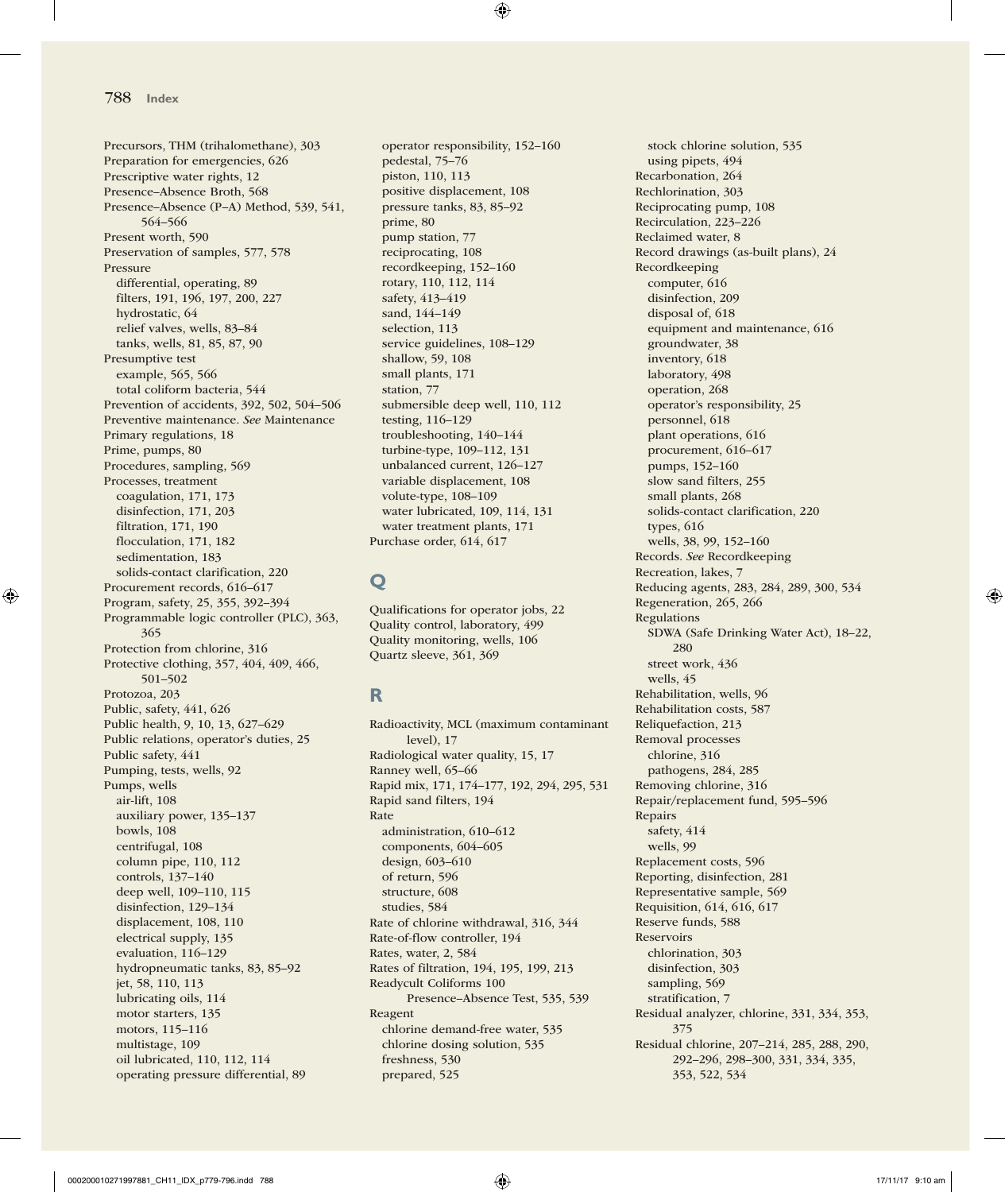Precursors, THM (trihalomethane), 303
Preparation for emergencies, 626
Prescriptive water rights, 12
Presence–Absence Broth, 568
Presence–Absence (P–A) Method, 539, 541, 564–566
Present worth, 590
Preservation of samples, 577, 578
Pressure
  differential, operating, 89
  filters, 191, 196, 197, 200, 227
  hydrostatic, 64
  relief valves, wells, 83–84
  tanks, wells, 81, 85, 87, 90
Presumptive test
  example, 565, 566
  total coliform bacteria, 544
Prevention of accidents, 392, 502, 504–506
Preventive maintenance. *See* Maintenance
Primary regulations, 18
Prime, pumps, 80
Procedures, sampling, 569
Processes, treatment
  coagulation, 171, 173
  disinfection, 171, 203
  filtration, 171, 190
  flocculation, 171, 182
  sedimentation, 183
  solids-contact clarification, 220
Procurement records, 616–617
Program, safety, 25, 355, 392–394
Programmable logic controller (PLC), 363, 365
Protection from chlorine, 316
Protective clothing, 357, 404, 409, 466, 501–502
Protozoa, 203
Public, safety, 441, 626
Public health, 9, 10, 13, 627–629
Public relations, operator's duties, 25
Public safety, 441
Pumping, tests, wells, 92
Pumps, wells
  air-lift, 108
  auxiliary power, 135–137
  bowls, 108
  centrifugal, 108
  column pipe, 110, 112
  controls, 137–140
  deep well, 109–110, 115
  disinfection, 129–134
  displacement, 108, 110
  electrical supply, 135
  evaluation, 116–129
  hydropneumatic tanks, 83, 85–92
  jet, 58, 110, 113
  lubricating oils, 114
  motor starters, 135
  motors, 115–116
  multistage, 109
  oil lubricated, 110, 112, 114
  operating pressure differential, 89
  operator responsibility, 152–160
  pedestal, 75–76
  piston, 110, 113
  positive displacement, 108
  pressure tanks, 83, 85–92
  prime, 80
  pump station, 77
  reciprocating, 108
  recordkeeping, 152–160
  rotary, 110, 112, 114
  safety, 413–419
  sand, 144–149
  selection, 113
  service guidelines, 108–129
  shallow, 59, 108
  small plants, 171
  station, 77
  submersible deep well, 110, 112
  testing, 116–129
  troubleshooting, 140–144
  turbine-type, 109–112, 131
  unbalanced current, 126–127
  variable displacement, 108
  volute-type, 108–109
  water lubricated, 109, 114, 131
  water treatment plants, 171
Purchase order, 614, 617

## Q

Qualifications for operator jobs, 22
Quality control, laboratory, 499
Quality monitoring, wells, 106
Quartz sleeve, 361, 369

## R

Radioactivity, MCL (maximum contaminant level), 17
Radiological water quality, 15, 17
Ranney well, 65–66
Rapid mix, 171, 174–177, 192, 294, 295, 531
Rapid sand filters, 194
Rate
  administration, 610–612
  components, 604–605
  design, 603–610
  of return, 596
  structure, 608
  studies, 584
Rate of chlorine withdrawal, 316, 344
Rate-of-flow controller, 194
Rates, water, 2, 584
Rates of filtration, 194, 195, 199, 213
Readycult Coliforms 100
    Presence–Absence Test, 535, 539
Reagent
  chlorine demand-free water, 535
  chlorine dosing solution, 535
  freshness, 530
  prepared, 525
  stock chlorine solution, 535
  using pipets, 494
Recarbonation, 264
Rechlorination, 303
Reciprocating pump, 108
Recirculation, 223–226
Reclaimed water, 8
Record drawings (as-built plans), 24
Recordkeeping
  computer, 616
  disinfection, 209
  disposal of, 618
  equipment and maintenance, 616
  groundwater, 38
  inventory, 618
  laboratory, 498
  operation, 268
  operator's responsibility, 25
  personnel, 618
  plant operations, 616
  procurement, 616–617
  pumps, 152–160
  slow sand filters, 255
  small plants, 268
  solids-contact clarification, 220
  types, 616
  wells, 38, 99, 152–160
Records. *See* Recordkeeping
Recreation, lakes, 7
Reducing agents, 283, 284, 289, 300, 534
Regeneration, 265, 266
Regulations
  SDWA (Safe Drinking Water Act), 18–22, 280
  street work, 436
  wells, 45
Rehabilitation, wells, 96
Rehabilitation costs, 587
Reliquefaction, 213
Removal processes
  chlorine, 316
  pathogens, 284, 285
Removing chlorine, 316
Repair/replacement fund, 595–596
Repairs
  safety, 414
  wells, 99
Replacement costs, 596
Reporting, disinfection, 281
Representative sample, 569
Requisition, 614, 616, 617
Reserve funds, 588
Reservoirs
  chlorination, 303
  disinfection, 303
  sampling, 569
  stratification, 7
Residual analyzer, chlorine, 331, 334, 353, 375
Residual chlorine, 207–214, 285, 288, 290, 292–296, 298–300, 331, 334, 335, 353, 522, 534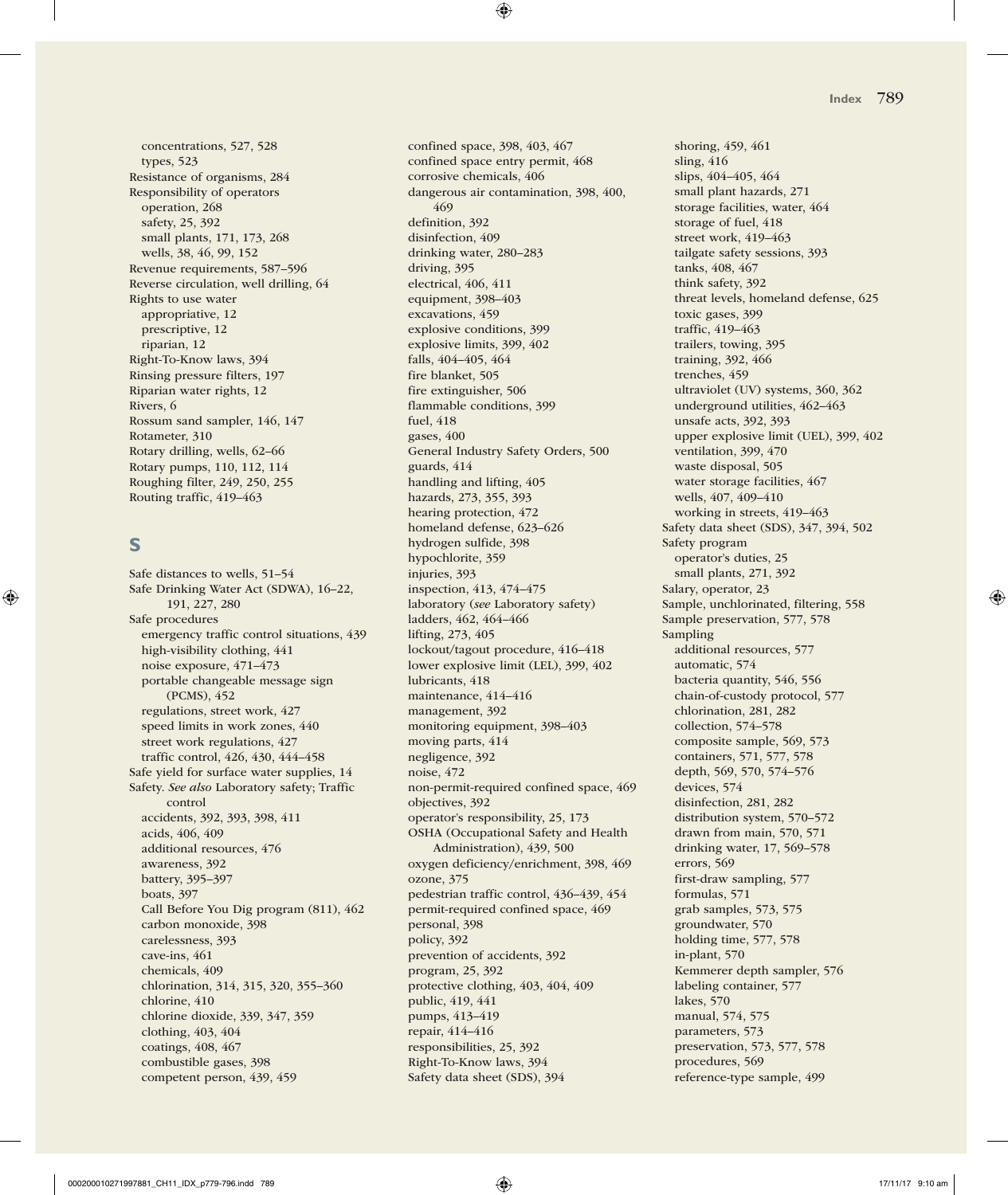concentrations, 527, 528
types, 523
Resistance of organisms, 284
Responsibility of operators
operation, 268
safety, 25, 392
small plants, 171, 173, 268
wells, 38, 46, 99, 152
Revenue requirements, 587–596
Reverse circulation, well drilling, 64
Rights to use water
appropriative, 12
prescriptive, 12
riparian, 12
Right-To-Know laws, 394
Rinsing pressure filters, 197
Riparian water rights, 12
Rivers, 6
Rossum sand sampler, 146, 147
Rotameter, 310
Rotary drilling, wells, 62–66
Rotary pumps, 110, 112, 114
Roughing filter, 249, 250, 255
Routing traffic, 419–463

## S

Safe distances to wells, 51–54
Safe Drinking Water Act (SDWA), 16–22, 191, 227, 280
Safe procedures
emergency traffic control situations, 439
high-visibility clothing, 441
noise exposure, 471–473
portable changeable message sign (PCMS), 452
regulations, street work, 427
speed limits in work zones, 440
street work regulations, 427
traffic control, 426, 430, 444–458
Safe yield for surface water supplies, 14
Safety. *See also* Laboratory safety; Traffic control
accidents, 392, 393, 398, 411
acids, 406, 409
additional resources, 476
awareness, 392
battery, 395–397
boats, 397
Call Before You Dig program (811), 462
carbon monoxide, 398
carelessness, 393
cave-ins, 461
chemicals, 409
chlorination, 314, 315, 320, 355–360
chlorine, 410
chlorine dioxide, 339, 347, 359
clothing, 403, 404
coatings, 408, 467
combustible gases, 398
competent person, 439, 459
confined space, 398, 403, 467
confined space entry permit, 468
corrosive chemicals, 406
dangerous air contamination, 398, 400, 469
definition, 392
disinfection, 409
drinking water, 280–283
driving, 395
electrical, 406, 411
equipment, 398–403
excavations, 459
explosive conditions, 399
explosive limits, 399, 402
falls, 404–405, 464
fire blanket, 505
fire extinguisher, 506
flammable conditions, 399
fuel, 418
gases, 400
General Industry Safety Orders, 500
guards, 414
handling and lifting, 405
hazards, 273, 355, 393
hearing protection, 472
homeland defense, 623–626
hydrogen sulfide, 398
hypochlorite, 359
injuries, 393
inspection, 413, 474–475
laboratory (*see* Laboratory safety)
ladders, 462, 464–466
lifting, 273, 405
lockout/tagout procedure, 416–418
lower explosive limit (LEL), 399, 402
lubricants, 418
maintenance, 414–416
management, 392
monitoring equipment, 398–403
moving parts, 414
negligence, 392
noise, 472
non-permit-required confined space, 469
objectives, 392
operator's responsibility, 25, 173
OSHA (Occupational Safety and Health Administration), 439, 500
oxygen deficiency/enrichment, 398, 469
ozone, 375
pedestrian traffic control, 436–439, 454
permit-required confined space, 469
personal, 398
policy, 392
prevention of accidents, 392
program, 25, 392
protective clothing, 403, 404, 409
public, 419, 441
pumps, 413–419
repair, 414–416
responsibilities, 25, 392
Right-To-Know laws, 394
Safety data sheet (SDS), 394
shoring, 459, 461
sling, 416
slips, 404–405, 464
small plant hazards, 271
storage facilities, water, 464
storage of fuel, 418
street work, 419–463
tailgate safety sessions, 393
tanks, 408, 467
think safety, 392
threat levels, homeland defense, 625
toxic gases, 399
traffic, 419–463
trailers, towing, 395
training, 392, 466
trenches, 459
ultraviolet (UV) systems, 360, 362
underground utilities, 462–463
unsafe acts, 392, 393
upper explosive limit (UEL), 399, 402
ventilation, 399, 470
waste disposal, 505
water storage facilities, 467
wells, 407, 409–410
working in streets, 419–463
Safety data sheet (SDS), 347, 394, 502
Safety program
operator's duties, 25
small plants, 271, 392
Salary, operator, 23
Sample, unchlorinated, filtering, 558
Sample preservation, 577, 578
Sampling
additional resources, 577
automatic, 574
bacteria quantity, 546, 556
chain-of-custody protocol, 577
chlorination, 281, 282
collection, 574–578
composite sample, 569, 573
containers, 571, 577, 578
depth, 569, 570, 574–576
devices, 574
disinfection, 281, 282
distribution system, 570–572
drawn from main, 570, 571
drinking water, 17, 569–578
errors, 569
first-draw sampling, 577
formulas, 571
grab samples, 573, 575
groundwater, 570
holding time, 577, 578
in-plant, 570
Kemmerer depth sampler, 576
labeling container, 577
lakes, 570
manual, 574, 575
parameters, 573
preservation, 573, 577, 578
procedures, 569
reference-type sample, 499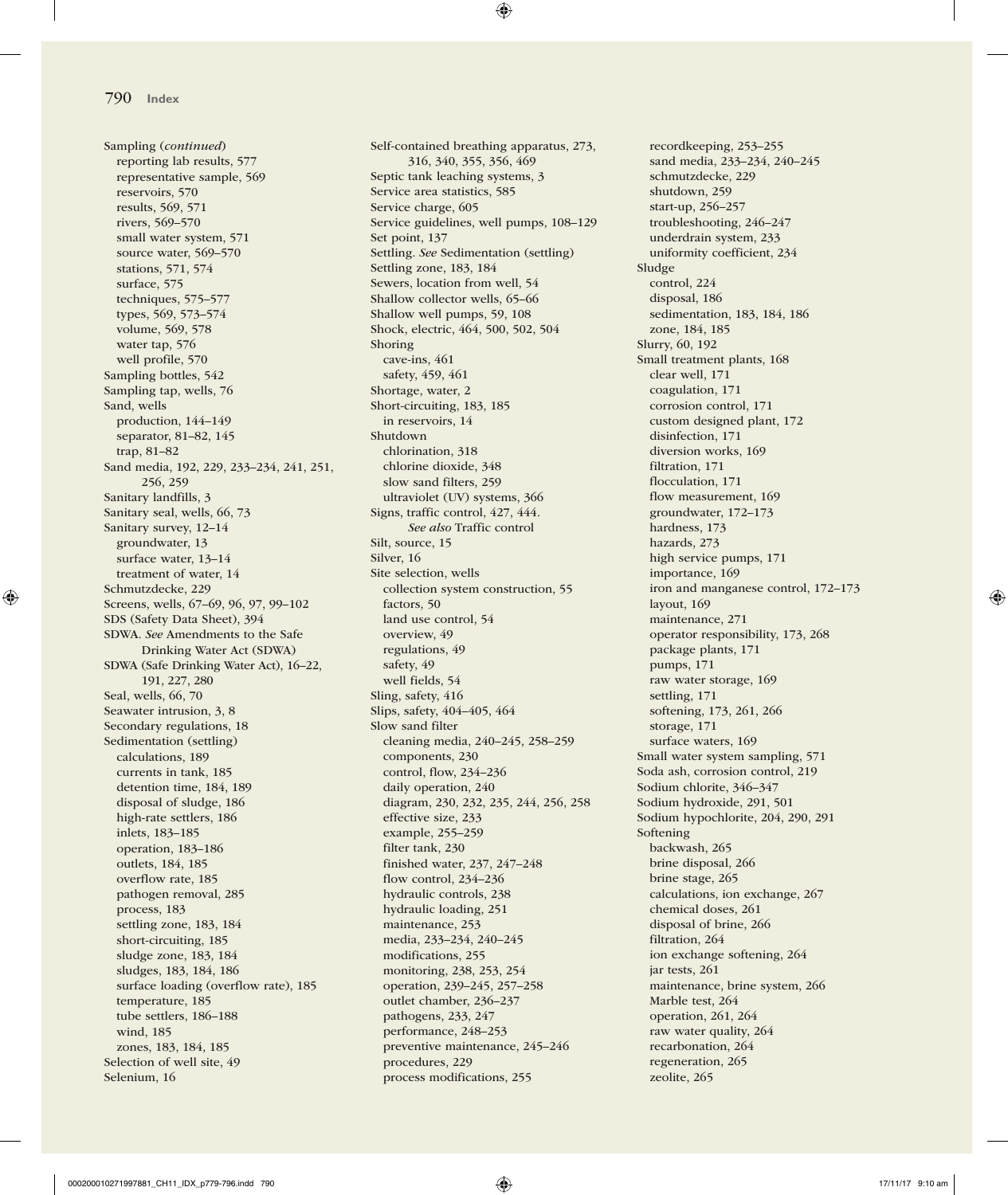Sampling (*continued*)
- reporting lab results, 577
- representative sample, 569
- reservoirs, 570
- results, 569, 571
- rivers, 569–570
- small water system, 571
- source water, 569–570
- stations, 571, 574
- surface, 575
- techniques, 575–577
- types, 569, 573–574
- volume, 569, 578
- water tap, 576
- well profile, 570

Sampling bottles, 542
Sampling tap, wells, 76
Sand, wells
- production, 144–149
- separator, 81–82, 145
- trap, 81–82

Sand media, 192, 229, 233–234, 241, 251, 256, 259
Sanitary landfills, 3
Sanitary seal, wells, 66, 73
Sanitary survey, 12–14
- groundwater, 13
- surface water, 13–14
- treatment of water, 14

Schmutzdecke, 229
Screens, wells, 67–69, 96, 97, 99–102
SDS (Safety Data Sheet), 394
SDWA. *See* Amendments to the Safe Drinking Water Act (SDWA)
SDWA (Safe Drinking Water Act), 16–22, 191, 227, 280
Seal, wells, 66, 70
Seawater intrusion, 3, 8
Secondary regulations, 18
Sedimentation (settling)
- calculations, 189
- currents in tank, 185
- detention time, 184, 189
- disposal of sludge, 186
- high-rate settlers, 186
- inlets, 183–185
- operation, 183–186
- outlets, 184, 185
- overflow rate, 185
- pathogen removal, 285
- process, 183
- settling zone, 183, 184
- short-circuiting, 185
- sludge zone, 183, 184
- sludges, 183, 184, 186
- surface loading (overflow rate), 185
- temperature, 185
- tube settlers, 186–188
- wind, 185
- zones, 183, 184, 185

Selection of well site, 49
Selenium, 16
Self-contained breathing apparatus, 273, 316, 340, 355, 356, 469
Septic tank leaching systems, 3
Service area statistics, 585
Service charge, 605
Service guidelines, well pumps, 108–129
Set point, 137
Settling. *See* Sedimentation (settling)
Settling zone, 183, 184
Sewers, location from well, 54
Shallow collector wells, 65–66
Shallow well pumps, 59, 108
Shock, electric, 464, 500, 502, 504
Shoring
- cave-ins, 461
- safety, 459, 461

Shortage, water, 2
Short-circuiting, 183, 185
- in reservoirs, 14

Shutdown
- chlorination, 318
- chlorine dioxide, 348
- slow sand filters, 259
- ultraviolet (UV) systems, 366

Signs, traffic control, 427, 444. *See also* Traffic control
Silt, source, 15
Silver, 16
Site selection, wells
- collection system construction, 55
- factors, 50
- land use control, 54
- overview, 49
- regulations, 49
- safety, 49
- well fields, 54

Sling, safety, 416
Slips, safety, 404–405, 464
Slow sand filter
- cleaning media, 240–245, 258–259
- components, 230
- control, flow, 234–236
- daily operation, 240
- diagram, 230, 232, 235, 244, 256, 258
- effective size, 233
- example, 255–259
- filter tank, 230
- finished water, 237, 247–248
- flow control, 234–236
- hydraulic controls, 238
- hydraulic loading, 251
- maintenance, 253
- media, 233–234, 240–245
- modifications, 255
- monitoring, 238, 253, 254
- operation, 239–245, 257–258
- outlet chamber, 236–237
- pathogens, 233, 247
- performance, 248–253
- preventive maintenance, 245–246
- procedures, 229
- process modifications, 255
- recordkeeping, 253–255
- sand media, 233–234, 240–245
- schmutzdecke, 229
- shutdown, 259
- start-up, 256–257
- troubleshooting, 246–247
- underdrain system, 233
- uniformity coefficient, 234

Sludge
- control, 224
- disposal, 186
- sedimentation, 183, 184, 186
- zone, 184, 185

Slurry, 60, 192
Small treatment plants, 168
- clear well, 171
- coagulation, 171
- corrosion control, 171
- custom designed plant, 172
- disinfection, 171
- diversion works, 169
- filtration, 171
- flocculation, 171
- flow measurement, 169
- groundwater, 172–173
- hardness, 173
- hazards, 273
- high service pumps, 171
- importance, 169
- iron and manganese control, 172–173
- layout, 169
- maintenance, 271
- operator responsibility, 173, 268
- package plants, 171
- pumps, 171
- raw water storage, 169
- settling, 171
- softening, 173, 261, 266
- storage, 171
- surface waters, 169

Small water system sampling, 571
Soda ash, corrosion control, 219
Sodium chlorite, 346–347
Sodium hydroxide, 291, 501
Sodium hypochlorite, 204, 290, 291
Softening
- backwash, 265
- brine disposal, 266
- brine stage, 265
- calculations, ion exchange, 267
- chemical doses, 261
- disposal of brine, 266
- filtration, 264
- ion exchange softening, 264
- jar tests, 261
- maintenance, brine system, 266
- Marble test, 264
- operation, 261, 264
- raw water quality, 264
- recarbonation, 264
- regeneration, 265
- zeolite, 265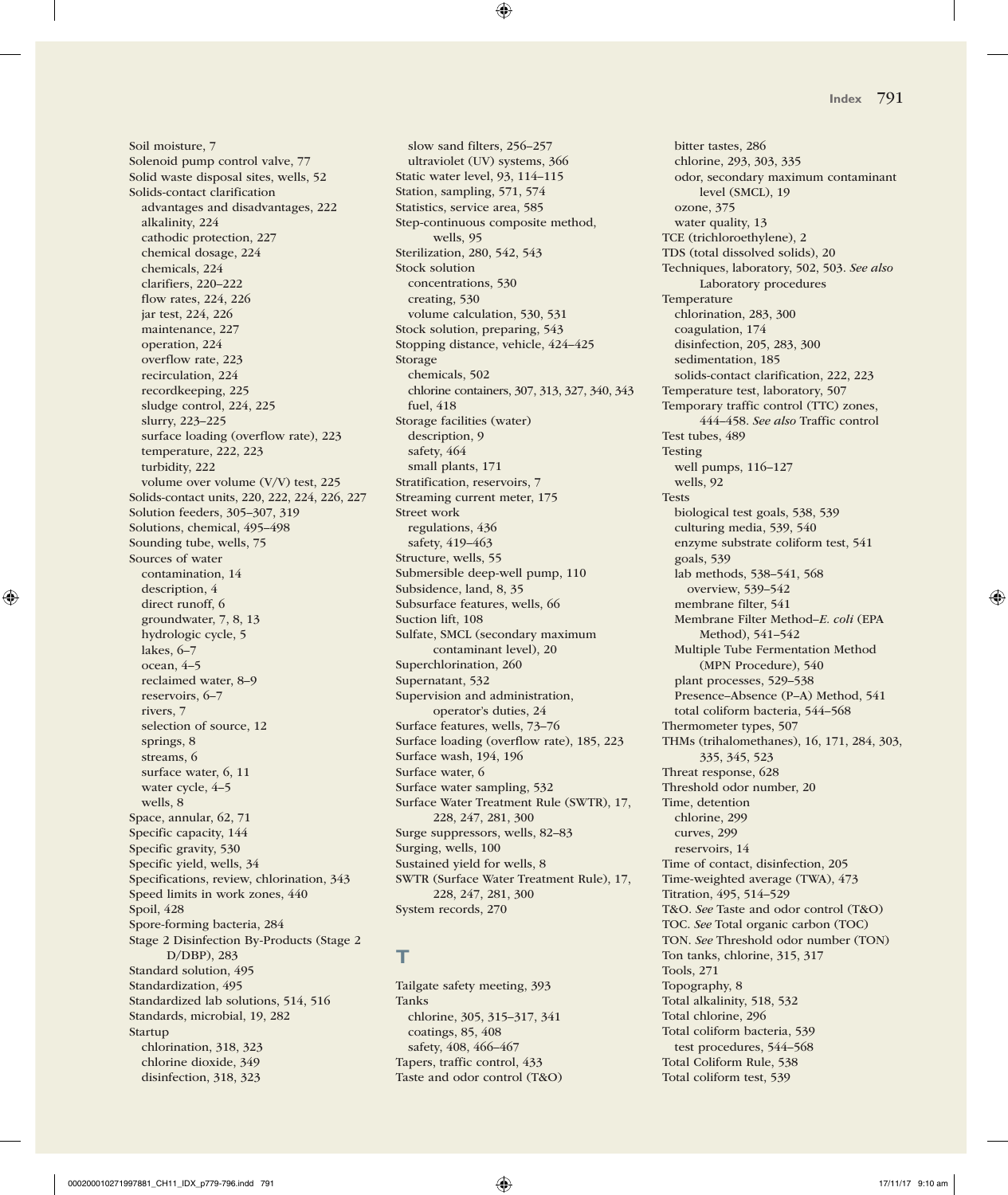Soil moisture, 7
Solenoid pump control valve, 77
Solid waste disposal sites, wells, 52
Solids-contact clarification
  advantages and disadvantages, 222
  alkalinity, 224
  cathodic protection, 227
  chemical dosage, 224
  chemicals, 224
  clarifiers, 220–222
  flow rates, 224, 226
  jar test, 224, 226
  maintenance, 227
  operation, 224
  overflow rate, 223
  recirculation, 224
  recordkeeping, 225
  sludge control, 224, 225
  slurry, 223–225
  surface loading (overflow rate), 223
  temperature, 222, 223
  turbidity, 222
  volume over volume (V/V) test, 225
Solids-contact units, 220, 222, 224, 226, 227
Solution feeders, 305–307, 319
Solutions, chemical, 495–498
Sounding tube, wells, 75
Sources of water
  contamination, 14
  description, 4
  direct runoff, 6
  groundwater, 7, 8, 13
  hydrologic cycle, 5
  lakes, 6–7
  ocean, 4–5
  reclaimed water, 8–9
  reservoirs, 6–7
  rivers, 7
  selection of source, 12
  springs, 8
  streams, 6
  surface water, 6, 11
  water cycle, 4–5
  wells, 8
Space, annular, 62, 71
Specific capacity, 144
Specific gravity, 530
Specific yield, wells, 34
Specifications, review, chlorination, 343
Speed limits in work zones, 440
Spoil, 428
Spore-forming bacteria, 284
Stage 2 Disinfection By-Products (Stage 2 D/DBP), 283
Standard solution, 495
Standardization, 495
Standardized lab solutions, 514, 516
Standards, microbial, 19, 282
Startup
  chlorination, 318, 323
  chlorine dioxide, 349
  disinfection, 318, 323
  slow sand filters, 256–257
  ultraviolet (UV) systems, 366
Static water level, 93, 114–115
Station, sampling, 571, 574
Statistics, service area, 585
Step-continuous composite method, wells, 95
Sterilization, 280, 542, 543
Stock solution
  concentrations, 530
  creating, 530
  volume calculation, 530, 531
Stock solution, preparing, 543
Stopping distance, vehicle, 424–425
Storage
  chemicals, 502
  chlorine containers, 307, 313, 327, 340, 343
  fuel, 418
Storage facilities (water)
  description, 9
  safety, 464
  small plants, 171
Stratification, reservoirs, 7
Streaming current meter, 175
Street work
  regulations, 436
  safety, 419–463
Structure, wells, 55
Submersible deep-well pump, 110
Subsidence, land, 8, 35
Subsurface features, wells, 66
Suction lift, 108
Sulfate, SMCL (secondary maximum contaminant level), 20
Superchlorination, 260
Supernatant, 532
Supervision and administration, operator's duties, 24
Surface features, wells, 73–76
Surface loading (overflow rate), 185, 223
Surface wash, 194, 196
Surface water, 6
Surface water sampling, 532
Surface Water Treatment Rule (SWTR), 17, 228, 247, 281, 300
Surge suppressors, wells, 82–83
Surging, wells, 100
Sustained yield for wells, 8
SWTR (Surface Water Treatment Rule), 17, 228, 247, 281, 300
System records, 270

## T

Tailgate safety meeting, 393
Tanks
  chlorine, 305, 315–317, 341
  coatings, 85, 408
  safety, 408, 466–467
Tapers, traffic control, 433
Taste and odor control (T&O)
  bitter tastes, 286
  chlorine, 293, 303, 335
  odor, secondary maximum contaminant level (SMCL), 19
  ozone, 375
  water quality, 13
TCE (trichloroethylene), 2
TDS (total dissolved solids), 20
Techniques, laboratory, 502, 503. *See also* Laboratory procedures
Temperature
  chlorination, 283, 300
  coagulation, 174
  disinfection, 205, 283, 300
  sedimentation, 185
  solids-contact clarification, 222, 223
Temperature test, laboratory, 507
Temporary traffic control (TTC) zones, 444–458. *See also* Traffic control
Test tubes, 489
Testing
  well pumps, 116–127
  wells, 92
Tests
  biological test goals, 538, 539
  culturing media, 539, 540
  enzyme substrate coliform test, 541
  goals, 539
  lab methods, 538–541, 568
    overview, 539–542
  membrane filter, 541
  Membrane Filter Method–*E. coli* (EPA Method), 541–542
  Multiple Tube Fermentation Method (MPN Procedure), 540
  plant processes, 529–538
  Presence–Absence (P–A) Method, 541
  total coliform bacteria, 544–568
Thermometer types, 507
THMs (trihalomethanes), 16, 171, 284, 303, 335, 345, 523
Threat response, 628
Threshold odor number, 20
Time, detention
  chlorine, 299
  curves, 299
  reservoirs, 14
Time of contact, disinfection, 205
Time-weighted average (TWA), 473
Titration, 495, 514–529
T&O. *See* Taste and odor control (T&O)
TOC. *See* Total organic carbon (TOC)
TON. *See* Threshold odor number (TON)
Ton tanks, chlorine, 315, 317
Tools, 271
Topography, 8
Total alkalinity, 518, 532
Total chlorine, 296
Total coliform bacteria, 539
  test procedures, 544–568
Total Coliform Rule, 538
Total coliform test, 539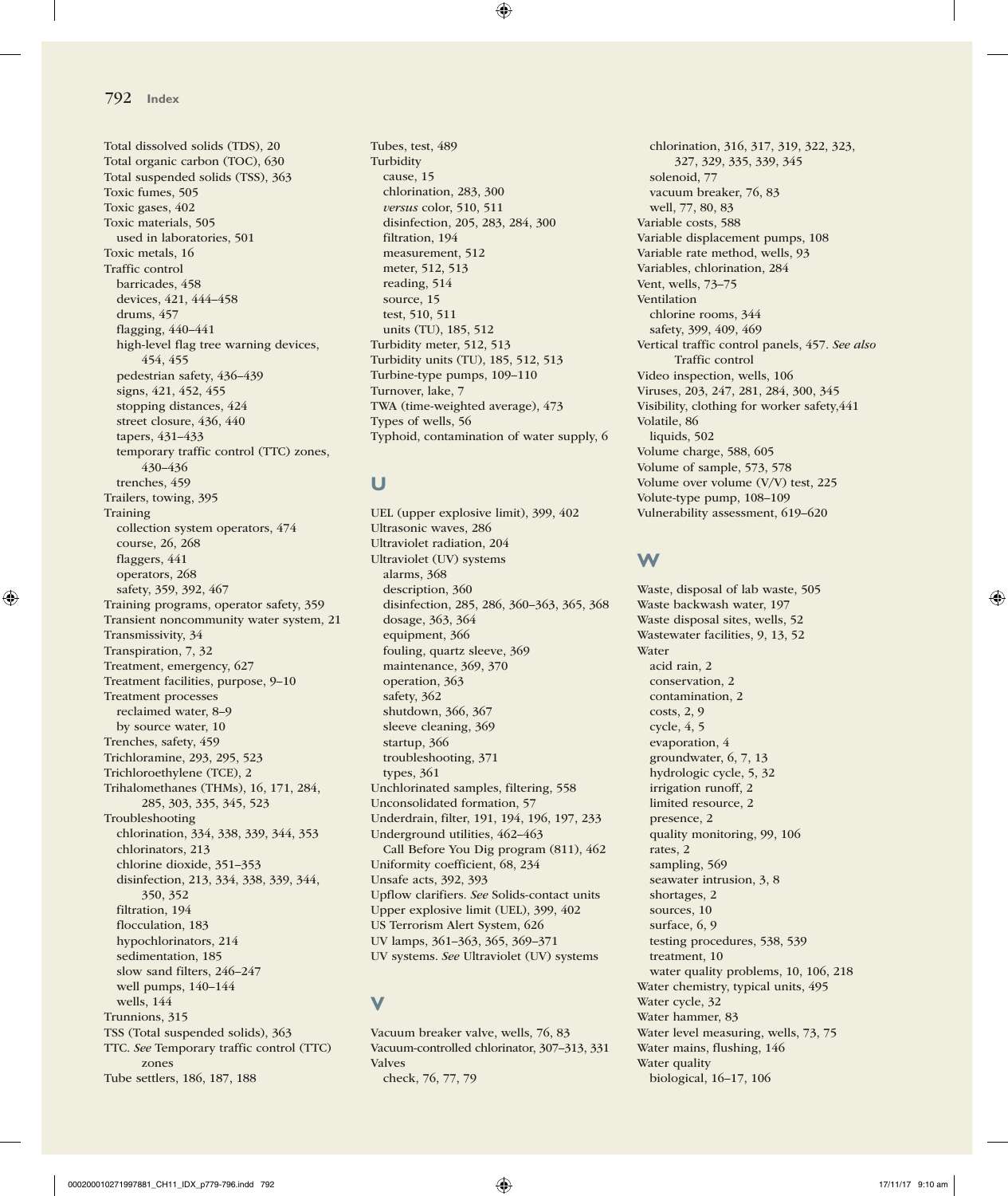Total dissolved solids (TDS), 20
Total organic carbon (TOC), 630
Total suspended solids (TSS), 363
Toxic fumes, 505
Toxic gases, 402
Toxic materials, 505
  used in laboratories, 501
Toxic metals, 16
Traffic control
  barricades, 458
  devices, 421, 444–458
  drums, 457
  flagging, 440–441
  high-level flag tree warning devices, 454, 455
  pedestrian safety, 436–439
  signs, 421, 452, 455
  stopping distances, 424
  street closure, 436, 440
  tapers, 431–433
  temporary traffic control (TTC) zones, 430–436
  trenches, 459
Trailers, towing, 395
Training
  collection system operators, 474
  course, 26, 268
  flaggers, 441
  operators, 268
  safety, 359, 392, 467
Training programs, operator safety, 359
Transient noncommunity water system, 21
Transmissivity, 34
Transpiration, 7, 32
Treatment, emergency, 627
Treatment facilities, purpose, 9–10
Treatment processes
  reclaimed water, 8–9
  by source water, 10
Trenches, safety, 459
Trichloramine, 293, 295, 523
Trichloroethylene (TCE), 2
Trihalomethanes (THMs), 16, 171, 284, 285, 303, 335, 345, 523
Troubleshooting
  chlorination, 334, 338, 339, 344, 353
  chlorinators, 213
  chlorine dioxide, 351–353
  disinfection, 213, 334, 338, 339, 344, 350, 352
  filtration, 194
  flocculation, 183
  hypochlorinators, 214
  sedimentation, 185
  slow sand filters, 246–247
  well pumps, 140–144
  wells, 144
Trunnions, 315
TSS (Total suspended solids), 363
TTC. *See* Temporary traffic control (TTC) zones
Tube settlers, 186, 187, 188
Tubes, test, 489
Turbidity
  cause, 15
  chlorination, 283, 300
  *versus* color, 510, 511
  disinfection, 205, 283, 284, 300
  filtration, 194
  measurement, 512
  meter, 512, 513
  reading, 514
  source, 15
  test, 510, 511
  units (TU), 185, 512
Turbidity meter, 512, 513
Turbidity units (TU), 185, 512, 513
Turbine-type pumps, 109–110
Turnover, lake, 7
TWA (time-weighted average), 473
Types of wells, 56
Typhoid, contamination of water supply, 6

## U

UEL (upper explosive limit), 399, 402
Ultrasonic waves, 286
Ultraviolet radiation, 204
Ultraviolet (UV) systems
  alarms, 368
  description, 360
  disinfection, 285, 286, 360–363, 365, 368
  dosage, 363, 364
  equipment, 366
  fouling, quartz sleeve, 369
  maintenance, 369, 370
  operation, 363
  safety, 362
  shutdown, 366, 367
  sleeve cleaning, 369
  startup, 366
  troubleshooting, 371
  types, 361
Unchlorinated samples, filtering, 558
Unconsolidated formation, 57
Underdrain, filter, 191, 194, 196, 197, 233
Underground utilities, 462–463
  Call Before You Dig program (811), 462
Uniformity coefficient, 68, 234
Unsafe acts, 392, 393
Upflow clarifiers. *See* Solids-contact units
Upper explosive limit (UEL), 399, 402
US Terrorism Alert System, 626
UV lamps, 361–363, 365, 369–371
UV systems. *See* Ultraviolet (UV) systems

## V

Vacuum breaker valve, wells, 76, 83
Vacuum-controlled chlorinator, 307–313, 331
Valves
  check, 76, 77, 79
  chlorination, 316, 317, 319, 322, 323, 327, 329, 335, 339, 345
  solenoid, 77
  vacuum breaker, 76, 83
  well, 77, 80, 83
Variable costs, 588
Variable displacement pumps, 108
Variable rate method, wells, 93
Variables, chlorination, 284
Vent, wells, 73–75
Ventilation
  chlorine rooms, 344
  safety, 399, 409, 469
Vertical traffic control panels, 457. *See also* Traffic control
Video inspection, wells, 106
Viruses, 203, 247, 281, 284, 300, 345
Visibility, clothing for worker safety,441
Volatile, 86
  liquids, 502
Volume charge, 588, 605
Volume of sample, 573, 578
Volume over volume (V/V) test, 225
Volute-type pump, 108–109
Vulnerability assessment, 619–620

## W

Waste, disposal of lab waste, 505
Waste backwash water, 197
Waste disposal sites, wells, 52
Wastewater facilities, 9, 13, 52
Water
  acid rain, 2
  conservation, 2
  contamination, 2
  costs, 2, 9
  cycle, 4, 5
  evaporation, 4
  groundwater, 6, 7, 13
  hydrologic cycle, 5, 32
  irrigation runoff, 2
  limited resource, 2
  presence, 2
  quality monitoring, 99, 106
  rates, 2
  sampling, 569
  seawater intrusion, 3, 8
  shortages, 2
  sources, 10
  surface, 6, 9
  testing procedures, 538, 539
  treatment, 10
  water quality problems, 10, 106, 218
Water chemistry, typical units, 495
Water cycle, 32
Water hammer, 83
Water level measuring, wells, 73, 75
Water mains, flushing, 146
Water quality
  biological, 16–17, 106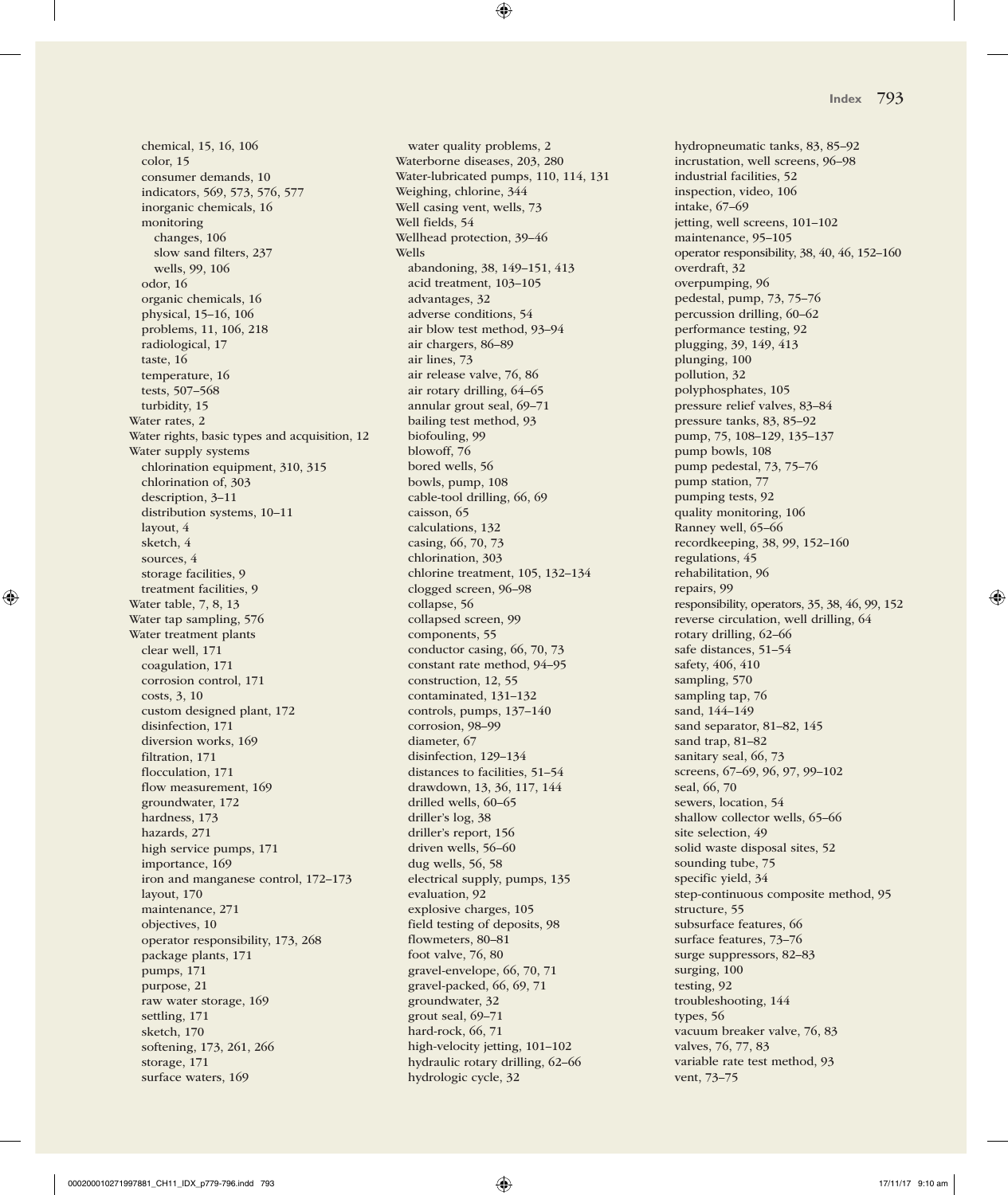- chemical, 15, 16, 106
- color, 15
- consumer demands, 10
- indicators, 569, 573, 576, 577
- inorganic chemicals, 16
- monitoring
  - changes, 106
  - slow sand filters, 237
  - wells, 99, 106
- odor, 16
- organic chemicals, 16
- physical, 15–16, 106
- problems, 11, 106, 218
- radiological, 17
- taste, 16
- temperature, 16
- tests, 507–568
- turbidity, 15

Water rates, 2

Water rights, basic types and acquisition, 12

Water supply systems
- chlorination equipment, 310, 315
- chlorination of, 303
- description, 3–11
- distribution systems, 10–11
- layout, 4
- sketch, 4
- sources, 4
- storage facilities, 9
- treatment facilities, 9

Water table, 7, 8, 13

Water tap sampling, 576

Water treatment plants
- clear well, 171
- coagulation, 171
- corrosion control, 171
- costs, 3, 10
- custom designed plant, 172
- disinfection, 171
- diversion works, 169
- filtration, 171
- flocculation, 171
- flow measurement, 169
- groundwater, 172
- hardness, 173
- hazards, 271
- high service pumps, 171
- importance, 169
- iron and manganese control, 172–173
- layout, 170
- maintenance, 271
- objectives, 10
- operator responsibility, 173, 268
- package plants, 171
- pumps, 171
- purpose, 21
- raw water storage, 169
- settling, 171
- sketch, 170
- softening, 173, 261, 266
- storage, 171
- surface waters, 169
- water quality problems, 2

Waterborne diseases, 203, 280

Water-lubricated pumps, 110, 114, 131

Weighing, chlorine, 344

Well casing vent, wells, 73

Well fields, 54

Wellhead protection, 39–46

Wells
- abandoning, 38, 149–151, 413
- acid treatment, 103–105
- advantages, 32
- adverse conditions, 54
- air blow test method, 93–94
- air chargers, 86–89
- air lines, 73
- air release valve, 76, 86
- air rotary drilling, 64–65
- annular grout seal, 69–71
- bailing test method, 93
- biofouling, 99
- blowoff, 76
- bored wells, 56
- bowls, pump, 108
- cable-tool drilling, 66, 69
- caisson, 65
- calculations, 132
- casing, 66, 70, 73
- chlorination, 303
- chlorine treatment, 105, 132–134
- clogged screen, 96–98
- collapse, 56
- collapsed screen, 99
- components, 55
- conductor casing, 66, 70, 73
- constant rate method, 94–95
- construction, 12, 55
- contaminated, 131–132
- controls, pumps, 137–140
- corrosion, 98–99
- diameter, 67
- disinfection, 129–134
- distances to facilities, 51–54
- drawdown, 13, 36, 117, 144
- drilled wells, 60–65
- driller's log, 38
- driller's report, 156
- driven wells, 56–60
- dug wells, 56, 58
- electrical supply, pumps, 135
- evaluation, 92
- explosive charges, 105
- field testing of deposits, 98
- flowmeters, 80–81
- foot valve, 76, 80
- gravel-envelope, 66, 70, 71
- gravel-packed, 66, 69, 71
- groundwater, 32
- grout seal, 69–71
- hard-rock, 66, 71
- high-velocity jetting, 101–102
- hydraulic rotary drilling, 62–66
- hydrologic cycle, 32
- hydropneumatic tanks, 83, 85–92
- incrustation, well screens, 96–98
- industrial facilities, 52
- inspection, video, 106
- intake, 67–69
- jetting, well screens, 101–102
- maintenance, 95–105
- operator responsibility, 38, 40, 46, 152–160
- overdraft, 32
- overpumping, 96
- pedestal, pump, 73, 75–76
- percussion drilling, 60–62
- performance testing, 92
- plugging, 39, 149, 413
- plunging, 100
- pollution, 32
- polyphosphates, 105
- pressure relief valves, 83–84
- pressure tanks, 83, 85–92
- pump, 75, 108–129, 135–137
- pump bowls, 108
- pump pedestal, 73, 75–76
- pump station, 77
- pumping tests, 92
- quality monitoring, 106
- Ranney well, 65–66
- recordkeeping, 38, 99, 152–160
- regulations, 45
- rehabilitation, 96
- repairs, 99
- responsibility, operators, 35, 38, 46, 99, 152
- reverse circulation, well drilling, 64
- rotary drilling, 62–66
- safe distances, 51–54
- safety, 406, 410
- sampling, 570
- sampling tap, 76
- sand, 144–149
- sand separator, 81–82, 145
- sand trap, 81–82
- sanitary seal, 66, 73
- screens, 67–69, 96, 97, 99–102
- seal, 66, 70
- sewers, location, 54
- shallow collector wells, 65–66
- site selection, 49
- solid waste disposal sites, 52
- sounding tube, 75
- specific yield, 34
- step-continuous composite method, 95
- structure, 55
- subsurface features, 66
- surface features, 73–76
- surge suppressors, 82–83
- surging, 100
- testing, 92
- troubleshooting, 144
- types, 56
- vacuum breaker valve, 76, 83
- valves, 76, 77, 83
- variable rate test method, 93
- vent, 73–75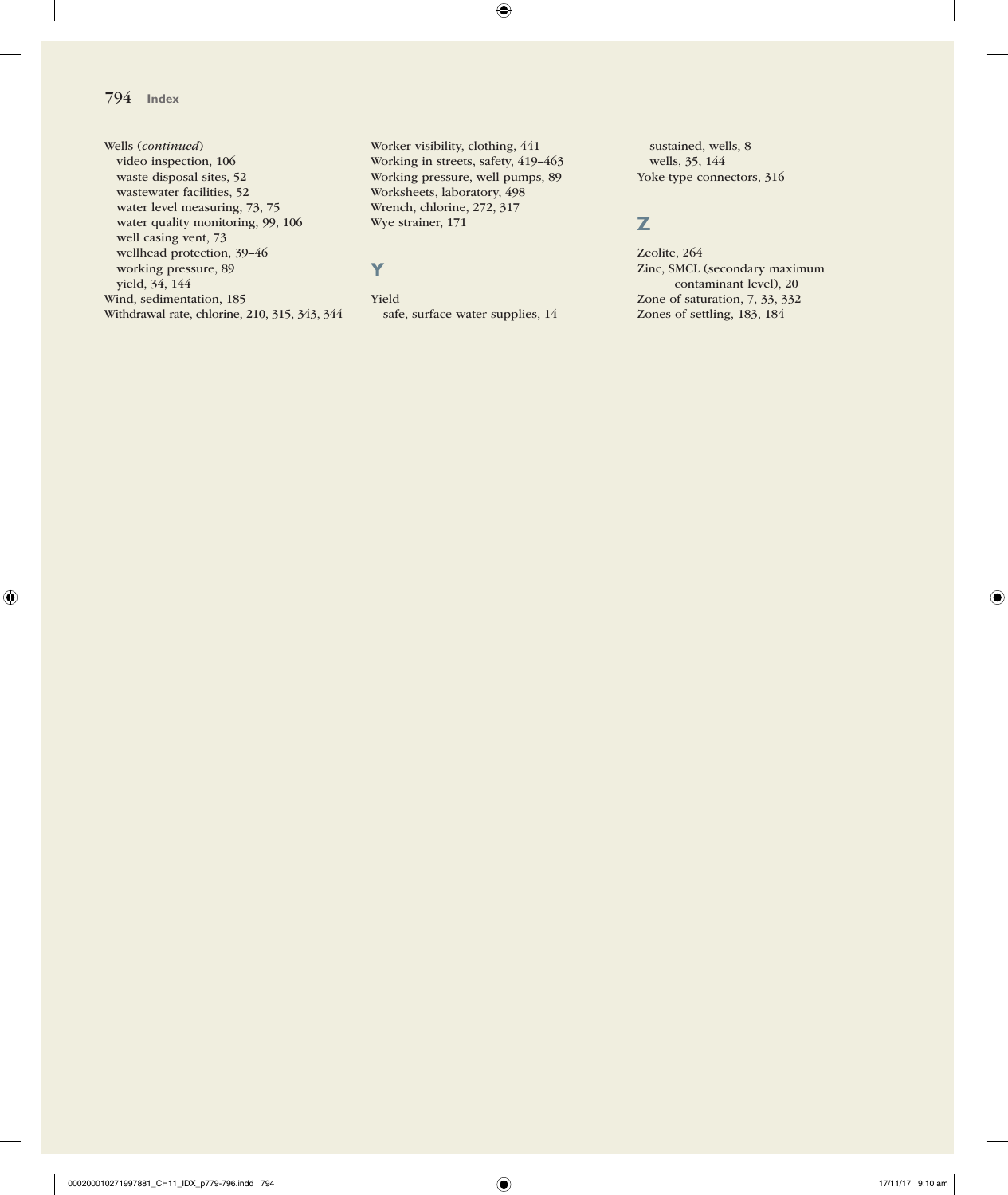Wells (*continued*)
  video inspection, 106
  waste disposal sites, 52
  wastewater facilities, 52
  water level measuring, 73, 75
  water quality monitoring, 99, 106
  well casing vent, 73
  wellhead protection, 39–46
  working pressure, 89
  yield, 34, 144
Wind, sedimentation, 185
Withdrawal rate, chlorine, 210, 315, 343, 344
Worker visibility, clothing, 441
Working in streets, safety, 419–463
Working pressure, well pumps, 89
Worksheets, laboratory, 498
Wrench, chlorine, 272, 317
Wye strainer, 171

## Y

Yield
  safe, surface water supplies, 14
  sustained, wells, 8
  wells, 35, 144
Yoke-type connectors, 316

## Z

Zeolite, 264
Zinc, SMCL (secondary maximum contaminant level), 20
Zone of saturation, 7, 33, 332
Zones of settling, 183, 184